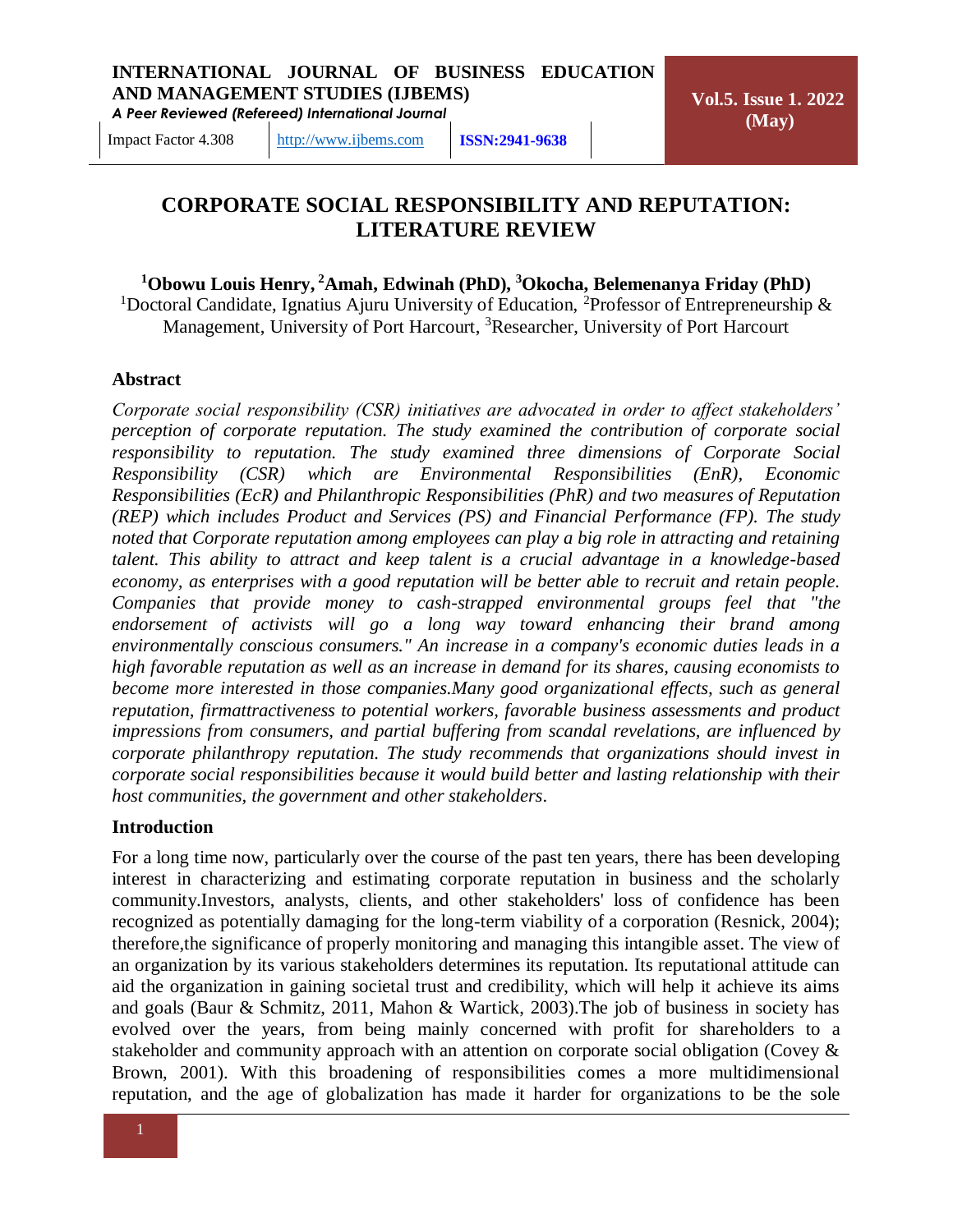# CORPORATE SOCIAL RESPONSIBILITY AND REPUTATION: LITERATURE REVIEW

**[1]Obowu Louis Henry, [2]Amah, Edwinah (PhD), [3]Okocha, Belemenanya Friday (PhD)**

[1]Doctoral Candidate, Ignatius Ajuru University of Education, [2]Professor of Entrepreneurship & Management, University of Port Harcourt, [3]Researcher, University of Port Harcourt

## Abstract

*Corporate social responsibility (CSR) initiatives are advocated in order to affect stakeholders' perception of corporate reputation. The study examined the contribution of corporate social responsibility to reputation. The study examined three dimensions of Corporate Social Responsibility (CSR) which are Environmental Responsibilities (EnR), Economic Responsibilities (EcR) and Philanthropic Responsibilities (PhR) and two measures of Reputation (REP) which includes Product and Services (PS) and Financial Performance (FP). The study noted that Corporate reputation among employees can play a big role in attracting and retaining talent. This ability to attract and keep talent is a crucial advantage in a knowledge-based economy, as enterprises with a good reputation will be better able to recruit and retain people. Companies that provide money to cash-strapped environmental groups feel that "the endorsement of activists will go a long way toward enhancing their brand among environmentally conscious consumers." An increase in a company's economic duties leads in a high favorable reputation as well as an increase in demand for its shares, causing economists to become more interested in those companies.Many good organizational effects, such as general reputation, firmattractiveness to potential workers, favorable business assessments and product impressions from consumers, and partial buffering from scandal revelations, are influenced by corporate philanthropy reputation. The study recommends that organizations should invest in corporate social responsibilities because it would build better and lasting relationship with their host communities, the government and other stakeholders.*

## Introduction

For a long time now, particularly over the course of the past ten years, there has been developing interest in characterizing and estimating corporate reputation in business and the scholarly community.Investors, analysts, clients, and other stakeholders' loss of confidence has been recognized as potentially damaging for the long-term viability of a corporation (Resnick, 2004); therefore,the significance of properly monitoring and managing this intangible asset. The view of an organization by its various stakeholders determines its reputation. Its reputational attitude can aid the organization in gaining societal trust and credibility, which will help it achieve its aims and goals (Baur & Schmitz, 2011, Mahon & Wartick, 2003).The job of business in society has evolved over the years, from being mainly concerned with profit for shareholders to a stakeholder and community approach with an attention on corporate social obligation (Covey & Brown, 2001). With this broadening of responsibilities comes a more multidimensional reputation, and the age of globalization has made it harder for organizations to be the sole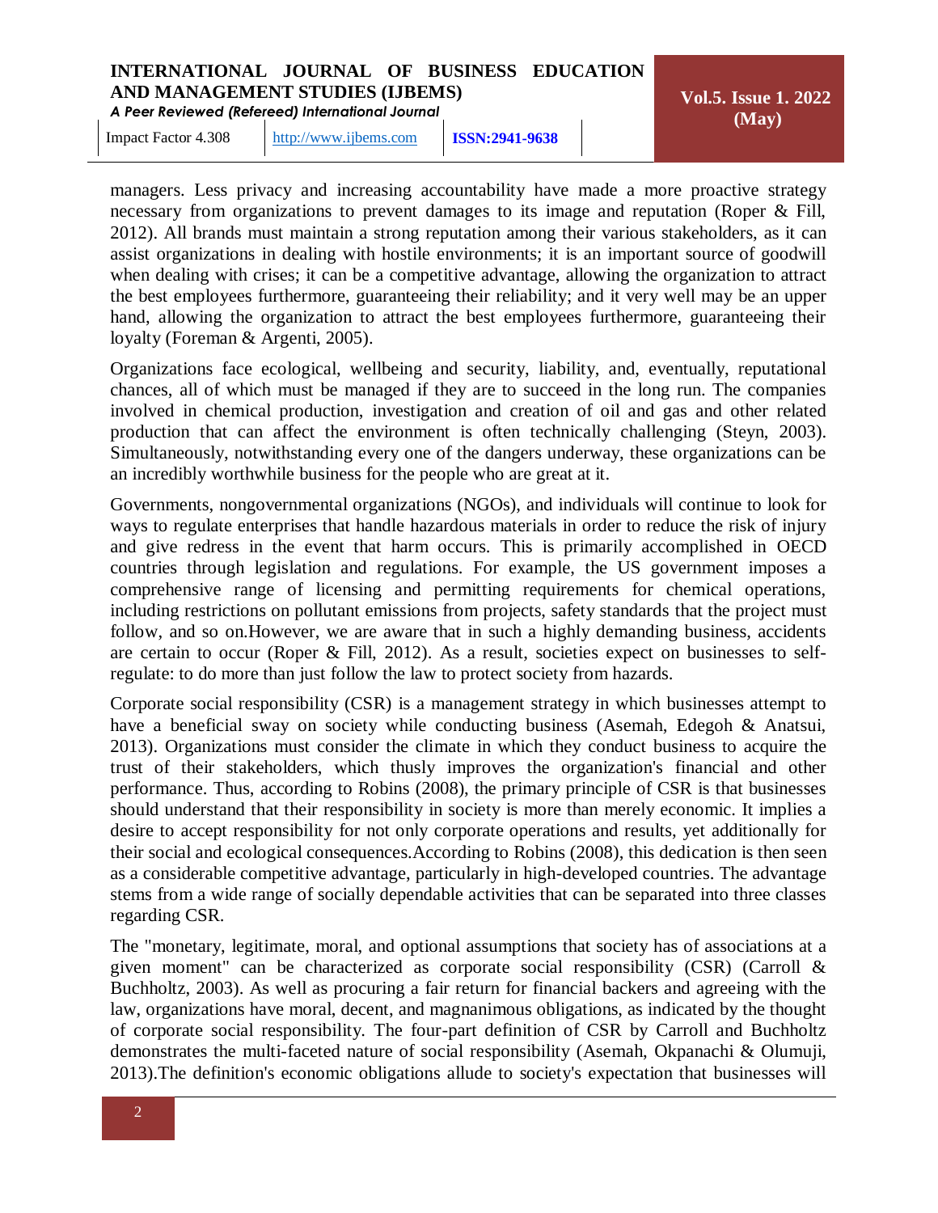managers. Less privacy and increasing accountability have made a more proactive strategy necessary from organizations to prevent damages to its image and reputation (Roper & Fill, 2012). All brands must maintain a strong reputation among their various stakeholders, as it can assist organizations in dealing with hostile environments; it is an important source of goodwill when dealing with crises; it can be a competitive advantage, allowing the organization to attract the best employees furthermore, guaranteeing their reliability; and it very well may be an upper hand, allowing the organization to attract the best employees furthermore, guaranteeing their loyalty (Foreman & Argenti, 2005).

Organizations face ecological, wellbeing and security, liability, and, eventually, reputational chances, all of which must be managed if they are to succeed in the long run. The companies involved in chemical production, investigation and creation of oil and gas and other related production that can affect the environment is often technically challenging (Steyn, 2003). Simultaneously, notwithstanding every one of the dangers underway, these organizations can be an incredibly worthwhile business for the people who are great at it.

Governments, nongovernmental organizations (NGOs), and individuals will continue to look for ways to regulate enterprises that handle hazardous materials in order to reduce the risk of injury and give redress in the event that harm occurs. This is primarily accomplished in OECD countries through legislation and regulations. For example, the US government imposes a comprehensive range of licensing and permitting requirements for chemical operations, including restrictions on pollutant emissions from projects, safety standards that the project must follow, and so on.However, we are aware that in such a highly demanding business, accidents are certain to occur (Roper & Fill, 2012). As a result, societies expect on businesses to self-regulate: to do more than just follow the law to protect society from hazards.

Corporate social responsibility (CSR) is a management strategy in which businesses attempt to have a beneficial sway on society while conducting business (Asemah, Edegoh & Anatsui, 2013). Organizations must consider the climate in which they conduct business to acquire the trust of their stakeholders, which thusly improves the organization's financial and other performance. Thus, according to Robins (2008), the primary principle of CSR is that businesses should understand that their responsibility in society is more than merely economic. It implies a desire to accept responsibility for not only corporate operations and results, yet additionally for their social and ecological consequences.According to Robins (2008), this dedication is then seen as a considerable competitive advantage, particularly in high-developed countries. The advantage stems from a wide range of socially dependable activities that can be separated into three classes regarding CSR.

The "monetary, legitimate, moral, and optional assumptions that society has of associations at a given moment" can be characterized as corporate social responsibility (CSR) (Carroll & Buchholtz, 2003). As well as procuring a fair return for financial backers and agreeing with the law, organizations have moral, decent, and magnanimous obligations, as indicated by the thought of corporate social responsibility. The four-part definition of CSR by Carroll and Buchholtz demonstrates the multi-faceted nature of social responsibility (Asemah, Okpanachi & Olumuji, 2013).The definition's economic obligations allude to society's expectation that businesses will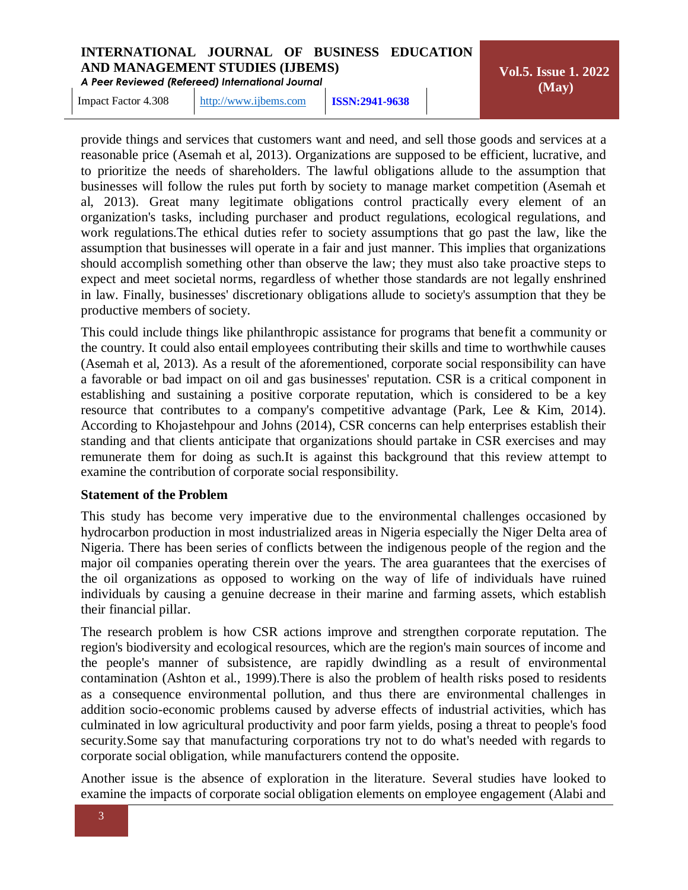provide things and services that customers want and need, and sell those goods and services at a reasonable price (Asemah et al, 2013). Organizations are supposed to be efficient, lucrative, and to prioritize the needs of shareholders. The lawful obligations allude to the assumption that businesses will follow the rules put forth by society to manage market competition (Asemah et al, 2013). Great many legitimate obligations control practically every element of an organization's tasks, including purchaser and product regulations, ecological regulations, and work regulations.The ethical duties refer to society assumptions that go past the law, like the assumption that businesses will operate in a fair and just manner. This implies that organizations should accomplish something other than observe the law; they must also take proactive steps to expect and meet societal norms, regardless of whether those standards are not legally enshrined in law. Finally, businesses' discretionary obligations allude to society's assumption that they be productive members of society.

This could include things like philanthropic assistance for programs that benefit a community or the country. It could also entail employees contributing their skills and time to worthwhile causes (Asemah et al, 2013). As a result of the aforementioned, corporate social responsibility can have a favorable or bad impact on oil and gas businesses' reputation. CSR is a critical component in establishing and sustaining a positive corporate reputation, which is considered to be a key resource that contributes to a company's competitive advantage (Park, Lee & Kim, 2014). According to Khojastehpour and Johns (2014), CSR concerns can help enterprises establish their standing and that clients anticipate that organizations should partake in CSR exercises and may remunerate them for doing as such.It is against this background that this review attempt to examine the contribution of corporate social responsibility.

**Statement of the Problem**

This study has become very imperative due to the environmental challenges occasioned by hydrocarbon production in most industrialized areas in Nigeria especially the Niger Delta area of Nigeria. There has been series of conflicts between the indigenous people of the region and the major oil companies operating therein over the years. The area guarantees that the exercises of the oil organizations as opposed to working on the way of life of individuals have ruined individuals by causing a genuine decrease in their marine and farming assets, which establish their financial pillar.

The research problem is how CSR actions improve and strengthen corporate reputation. The region's biodiversity and ecological resources, which are the region's main sources of income and the people's manner of subsistence, are rapidly dwindling as a result of environmental contamination (Ashton et al., 1999).There is also the problem of health risks posed to residents as a consequence environmental pollution, and thus there are environmental challenges in addition socio-economic problems caused by adverse effects of industrial activities, which has culminated in low agricultural productivity and poor farm yields, posing a threat to people's food security.Some say that manufacturing corporations try not to do what's needed with regards to corporate social obligation, while manufacturers contend the opposite.

Another issue is the absence of exploration in the literature. Several studies have looked to examine the impacts of corporate social obligation elements on employee engagement (Alabi and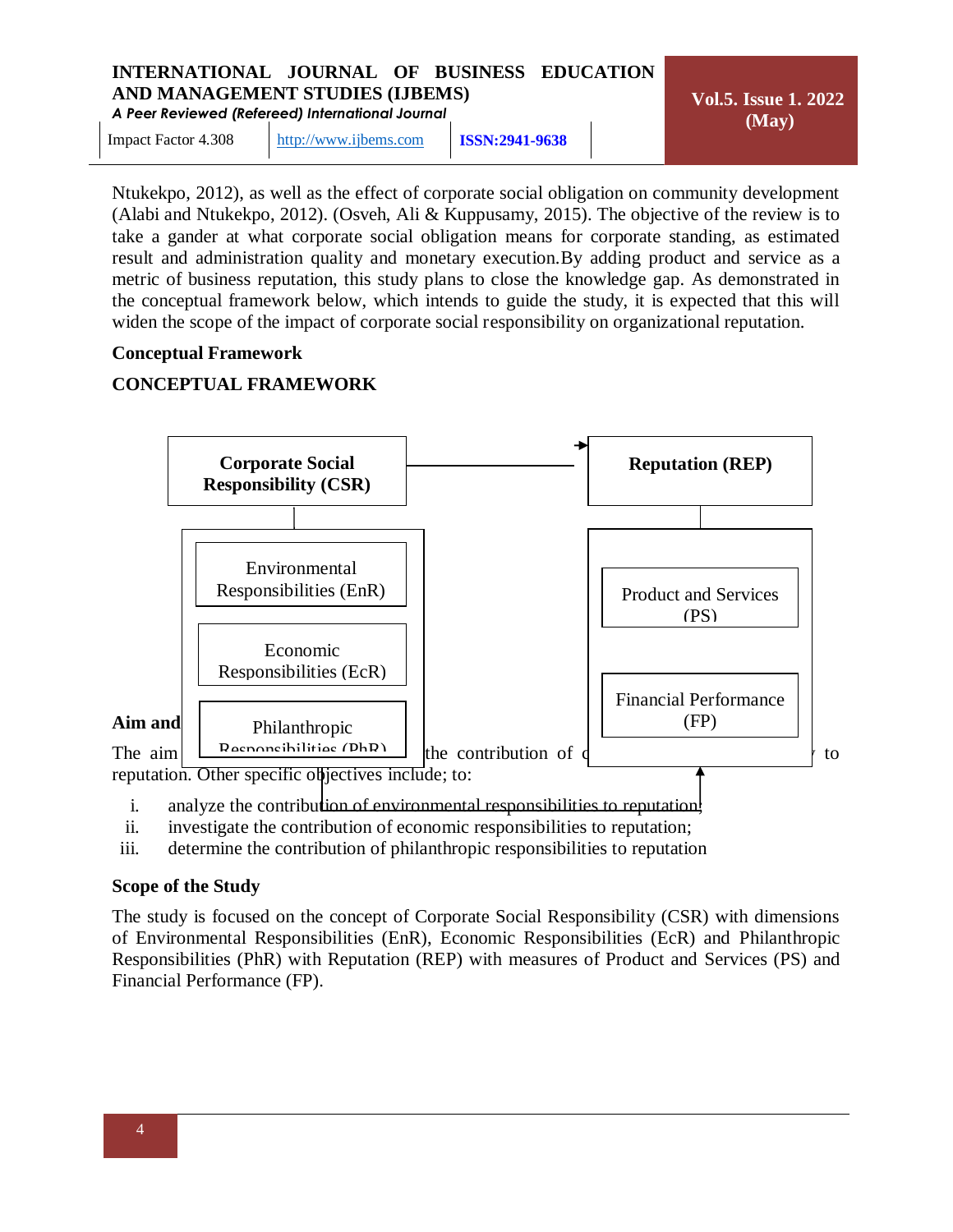Ntukekpo, 2012), as well as the effect of corporate social obligation on community development (Alabi and Ntukekpo, 2012). (Osveh, Ali & Kuppusamy, 2015). The objective of the review is to take a gander at what corporate social obligation means for corporate standing, as estimated result and administration quality and monetary execution.By adding product and service as a metric of business reputation, this study plans to close the knowledge gap. As demonstrated in the conceptual framework below, which intends to guide the study, it is expected that this will widen the scope of the impact of corporate social responsibility on organizational reputation.

**Conceptual Framework**

**CONCEPTUAL FRAMEWORK**

**Corporate Social Responsibility (CSR)** → **Reputation (REP)**

Environmental Responsibilities (EnR)

Economic Responsibilities (EcR)

Philanthropic Responsibilities (PhR)

Product and Services (PS)

Financial Performance (FP)

**Aim and**

The aim the contribution of to reputation. Other specific objectives include; to:

i. analyze the contribution of environmental responsibilities to reputation;
ii. investigate the contribution of economic responsibilities to reputation;
iii. determine the contribution of philanthropic responsibilities to reputation

**Scope of the Study**

The study is focused on the concept of Corporate Social Responsibility (CSR) with dimensions of Environmental Responsibilities (EnR), Economic Responsibilities (EcR) and Philanthropic Responsibilities (PhR) with Reputation (REP) with measures of Product and Services (PS) and Financial Performance (FP).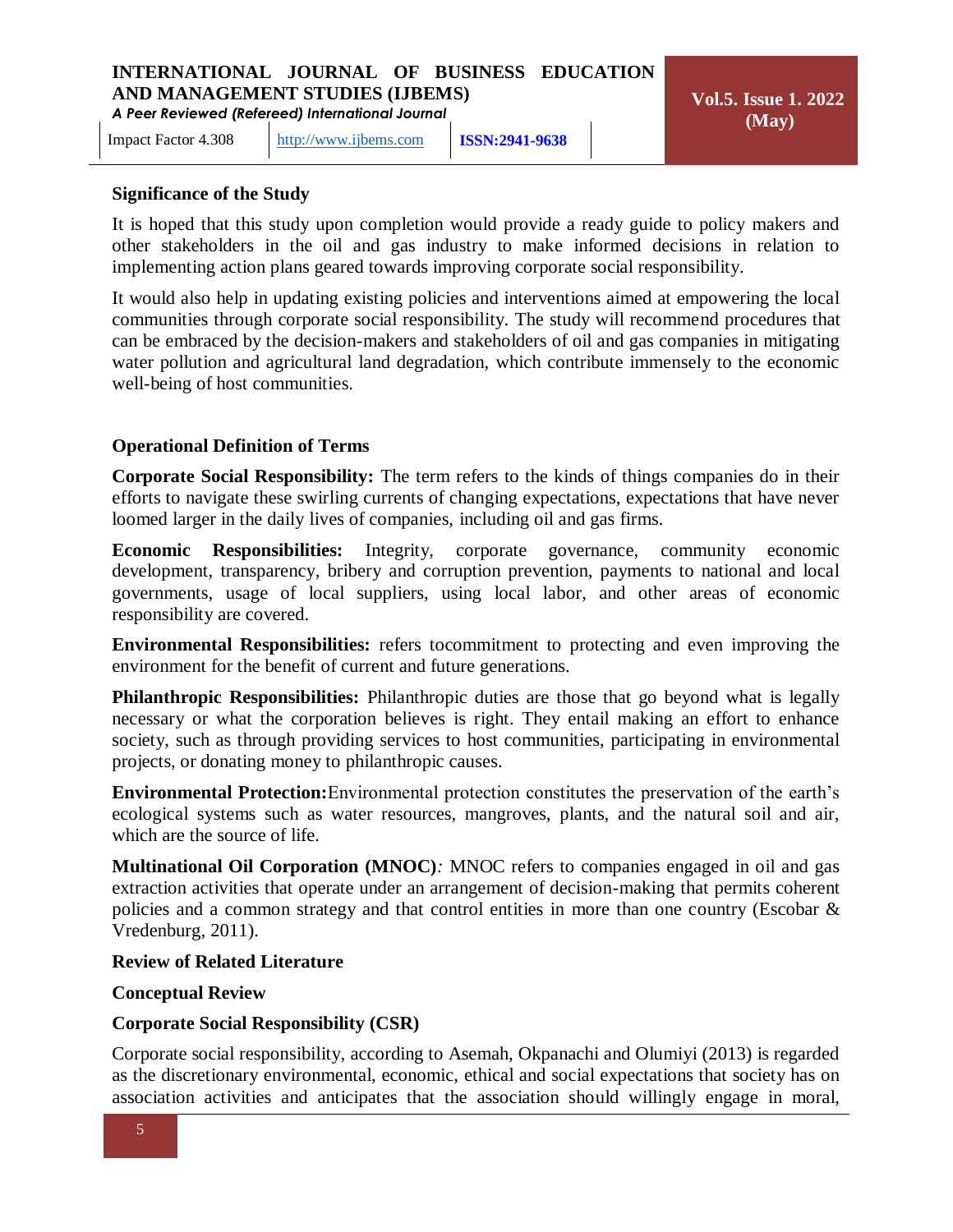## Significance of the Study

It is hoped that this study upon completion would provide a ready guide to policy makers and other stakeholders in the oil and gas industry to make informed decisions in relation to implementing action plans geared towards improving corporate social responsibility.

It would also help in updating existing policies and interventions aimed at empowering the local communities through corporate social responsibility. The study will recommend procedures that can be embraced by the decision-makers and stakeholders of oil and gas companies in mitigating water pollution and agricultural land degradation, which contribute immensely to the economic well-being of host communities.

## Operational Definition of Terms

**Corporate Social Responsibility:** The term refers to the kinds of things companies do in their efforts to navigate these swirling currents of changing expectations, expectations that have never loomed larger in the daily lives of companies, including oil and gas firms.

**Economic Responsibilities:** Integrity, corporate governance, community economic development, transparency, bribery and corruption prevention, payments to national and local governments, usage of local suppliers, using local labor, and other areas of economic responsibility are covered.

**Environmental Responsibilities:** refers tocommitment to protecting and even improving the environment for the benefit of current and future generations.

**Philanthropic Responsibilities:** Philanthropic duties are those that go beyond what is legally necessary or what the corporation believes is right. They entail making an effort to enhance society, such as through providing services to host communities, participating in environmental projects, or donating money to philanthropic causes.

**Environmental Protection:**Environmental protection constitutes the preservation of the earth's ecological systems such as water resources, mangroves, plants, and the natural soil and air, which are the source of life.

**Multinational Oil Corporation (MNOC)***:* MNOC refers to companies engaged in oil and gas extraction activities that operate under an arrangement of decision-making that permits coherent policies and a common strategy and that control entities in more than one country (Escobar & Vredenburg, 2011).

## Review of Related Literature

### Conceptual Review

### Corporate Social Responsibility (CSR)

Corporate social responsibility, according to Asemah, Okpanachi and Olumiyi (2013) is regarded as the discretionary environmental, economic, ethical and social expectations that society has on association activities and anticipates that the association should willingly engage in moral,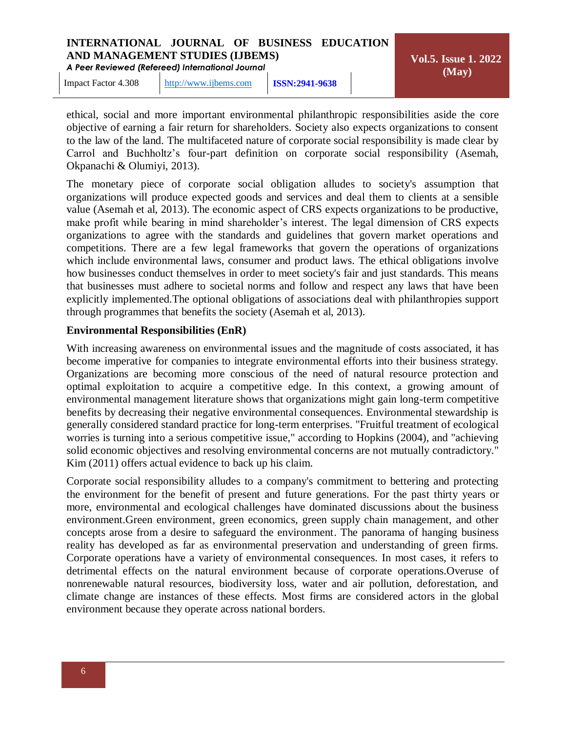ethical, social and more important environmental philanthropic responsibilities aside the core objective of earning a fair return for shareholders. Society also expects organizations to consent to the law of the land. The multifaceted nature of corporate social responsibility is made clear by Carrol and Buchholtz's four-part definition on corporate social responsibility (Asemah, Okpanachi & Olumiyi, 2013).

The monetary piece of corporate social obligation alludes to society's assumption that organizations will produce expected goods and services and deal them to clients at a sensible value (Asemah et al, 2013). The economic aspect of CRS expects organizations to be productive, make profit while bearing in mind shareholder's interest. The legal dimension of CRS expects organizations to agree with the standards and guidelines that govern market operations and competitions. There are a few legal frameworks that govern the operations of organizations which include environmental laws, consumer and product laws. The ethical obligations involve how businesses conduct themselves in order to meet society's fair and just standards. This means that businesses must adhere to societal norms and follow and respect any laws that have been explicitly implemented.The optional obligations of associations deal with philanthropies support through programmes that benefits the society (Asemah et al, 2013).

**Environmental Responsibilities (EnR)**

With increasing awareness on environmental issues and the magnitude of costs associated, it has become imperative for companies to integrate environmental efforts into their business strategy. Organizations are becoming more conscious of the need of natural resource protection and optimal exploitation to acquire a competitive edge. In this context, a growing amount of environmental management literature shows that organizations might gain long-term competitive benefits by decreasing their negative environmental consequences. Environmental stewardship is generally considered standard practice for long-term enterprises. "Fruitful treatment of ecological worries is turning into a serious competitive issue," according to Hopkins (2004), and "achieving solid economic objectives and resolving environmental concerns are not mutually contradictory." Kim (2011) offers actual evidence to back up his claim.

Corporate social responsibility alludes to a company's commitment to bettering and protecting the environment for the benefit of present and future generations. For the past thirty years or more, environmental and ecological challenges have dominated discussions about the business environment.Green environment, green economics, green supply chain management, and other concepts arose from a desire to safeguard the environment. The panorama of hanging business reality has developed as far as environmental preservation and understanding of green firms. Corporate operations have a variety of environmental consequences. In most cases, it refers to detrimental effects on the natural environment because of corporate operations.Overuse of nonrenewable natural resources, biodiversity loss, water and air pollution, deforestation, and climate change are instances of these effects. Most firms are considered actors in the global environment because they operate across national borders.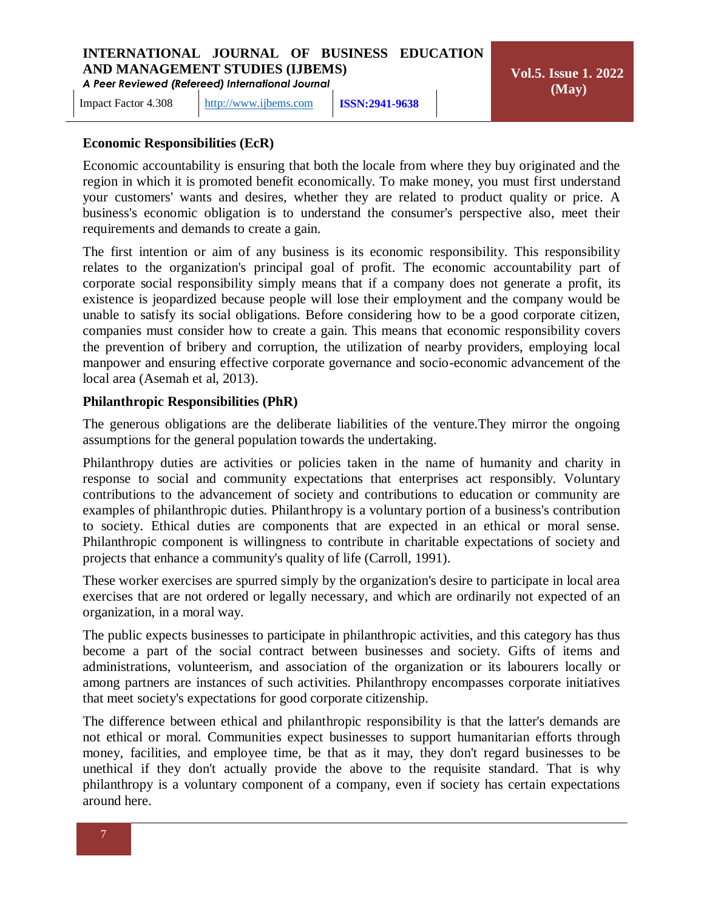**Economic Responsibilities (EcR)**

Economic accountability is ensuring that both the locale from where they buy originated and the region in which it is promoted benefit economically. To make money, you must first understand your customers' wants and desires, whether they are related to product quality or price. A business's economic obligation is to understand the consumer's perspective also, meet their requirements and demands to create a gain.

The first intention or aim of any business is its economic responsibility. This responsibility relates to the organization's principal goal of profit. The economic accountability part of corporate social responsibility simply means that if a company does not generate a profit, its existence is jeopardized because people will lose their employment and the company would be unable to satisfy its social obligations. Before considering how to be a good corporate citizen, companies must consider how to create a gain. This means that economic responsibility covers the prevention of bribery and corruption, the utilization of nearby providers, employing local manpower and ensuring effective corporate governance and socio-economic advancement of the local area (Asemah et al, 2013).

**Philanthropic Responsibilities (PhR)**

The generous obligations are the deliberate liabilities of the venture.They mirror the ongoing assumptions for the general population towards the undertaking.

Philanthropy duties are activities or policies taken in the name of humanity and charity in response to social and community expectations that enterprises act responsibly. Voluntary contributions to the advancement of society and contributions to education or community are examples of philanthropic duties. Philanthropy is a voluntary portion of a business's contribution to society. Ethical duties are components that are expected in an ethical or moral sense. Philanthropic component is willingness to contribute in charitable expectations of society and projects that enhance a community's quality of life (Carroll, 1991).

These worker exercises are spurred simply by the organization's desire to participate in local area exercises that are not ordered or legally necessary, and which are ordinarily not expected of an organization, in a moral way.

The public expects businesses to participate in philanthropic activities, and this category has thus become a part of the social contract between businesses and society. Gifts of items and administrations, volunteerism, and association of the organization or its labourers locally or among partners are instances of such activities. Philanthropy encompasses corporate initiatives that meet society's expectations for good corporate citizenship.

The difference between ethical and philanthropic responsibility is that the latter's demands are not ethical or moral. Communities expect businesses to support humanitarian efforts through money, facilities, and employee time, be that as it may, they don't regard businesses to be unethical if they don't actually provide the above to the requisite standard. That is why philanthropy is a voluntary component of a company, even if society has certain expectations around here.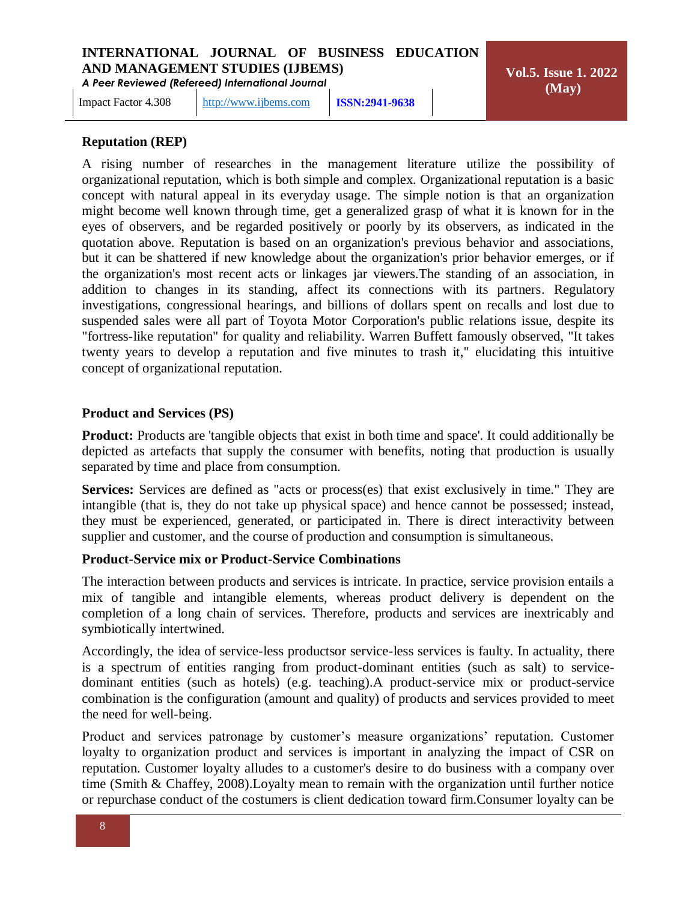### Reputation (REP)

A rising number of researches in the management literature utilize the possibility of organizational reputation, which is both simple and complex. Organizational reputation is a basic concept with natural appeal in its everyday usage. The simple notion is that an organization might become well known through time, get a generalized grasp of what it is known for in the eyes of observers, and be regarded positively or poorly by its observers, as indicated in the quotation above. Reputation is based on an organization's previous behavior and associations, but it can be shattered if new knowledge about the organization's prior behavior emerges, or if the organization's most recent acts or linkages jar viewers.The standing of an association, in addition to changes in its standing, affect its connections with its partners. Regulatory investigations, congressional hearings, and billions of dollars spent on recalls and lost due to suspended sales were all part of Toyota Motor Corporation's public relations issue, despite its "fortress-like reputation" for quality and reliability. Warren Buffett famously observed, "It takes twenty years to develop a reputation and five minutes to trash it," elucidating this intuitive concept of organizational reputation.

### Product and Services (PS)

**Product:** Products are 'tangible objects that exist in both time and space'. It could additionally be depicted as artefacts that supply the consumer with benefits, noting that production is usually separated by time and place from consumption.

**Services:** Services are defined as "acts or process(es) that exist exclusively in time." They are intangible (that is, they do not take up physical space) and hence cannot be possessed; instead, they must be experienced, generated, or participated in. There is direct interactivity between supplier and customer, and the course of production and consumption is simultaneous.

### Product-Service mix or Product-Service Combinations

The interaction between products and services is intricate. In practice, service provision entails a mix of tangible and intangible elements, whereas product delivery is dependent on the completion of a long chain of services. Therefore, products and services are inextricably and symbiotically intertwined.

Accordingly, the idea of service-less productsor service-less services is faulty. In actuality, there is a spectrum of entities ranging from product-dominant entities (such as salt) to service-dominant entities (such as hotels) (e.g. teaching).A product-service mix or product-service combination is the configuration (amount and quality) of products and services provided to meet the need for well-being.

Product and services patronage by customer's measure organizations' reputation. Customer loyalty to organization product and services is important in analyzing the impact of CSR on reputation. Customer loyalty alludes to a customer's desire to do business with a company over time (Smith & Chaffey, 2008).Loyalty mean to remain with the organization until further notice or repurchase conduct of the costumers is client dedication toward firm.Consumer loyalty can be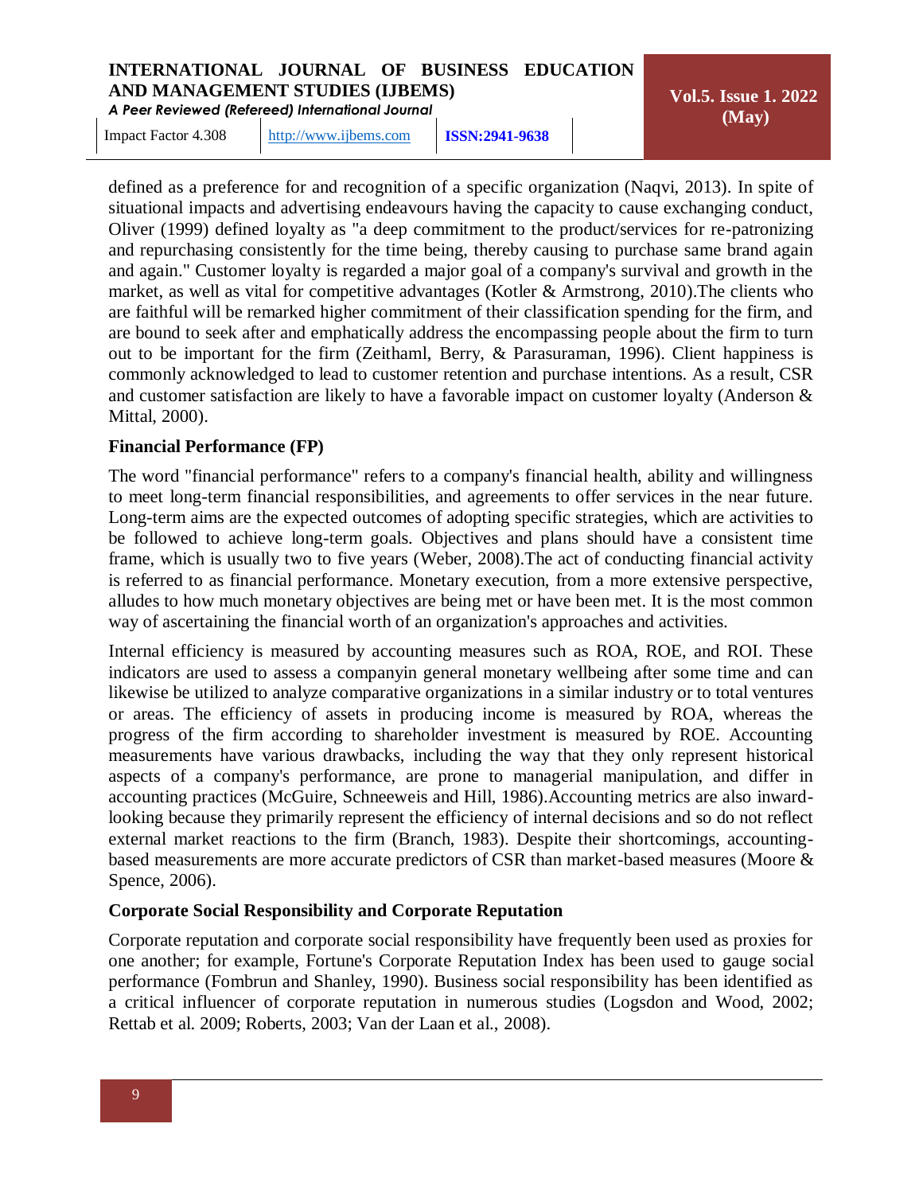defined as a preference for and recognition of a specific organization (Naqvi, 2013). In spite of situational impacts and advertising endeavours having the capacity to cause exchanging conduct, Oliver (1999) defined loyalty as "a deep commitment to the product/services for re-patronizing and repurchasing consistently for the time being, thereby causing to purchase same brand again and again." Customer loyalty is regarded a major goal of a company's survival and growth in the market, as well as vital for competitive advantages (Kotler & Armstrong, 2010).The clients who are faithful will be remarked higher commitment of their classification spending for the firm, and are bound to seek after and emphatically address the encompassing people about the firm to turn out to be important for the firm (Zeithaml, Berry, & Parasuraman, 1996). Client happiness is commonly acknowledged to lead to customer retention and purchase intentions. As a result, CSR and customer satisfaction are likely to have a favorable impact on customer loyalty (Anderson & Mittal, 2000).

**Financial Performance (FP)**

The word "financial performance" refers to a company's financial health, ability and willingness to meet long-term financial responsibilities, and agreements to offer services in the near future. Long-term aims are the expected outcomes of adopting specific strategies, which are activities to be followed to achieve long-term goals. Objectives and plans should have a consistent time frame, which is usually two to five years (Weber, 2008).The act of conducting financial activity is referred to as financial performance. Monetary execution, from a more extensive perspective, alludes to how much monetary objectives are being met or have been met. It is the most common way of ascertaining the financial worth of an organization's approaches and activities.

Internal efficiency is measured by accounting measures such as ROA, ROE, and ROI. These indicators are used to assess a companyin general monetary wellbeing after some time and can likewise be utilized to analyze comparative organizations in a similar industry or to total ventures or areas. The efficiency of assets in producing income is measured by ROA, whereas the progress of the firm according to shareholder investment is measured by ROE. Accounting measurements have various drawbacks, including the way that they only represent historical aspects of a company's performance, are prone to managerial manipulation, and differ in accounting practices (McGuire, Schneeweis and Hill, 1986).Accounting metrics are also inward-looking because they primarily represent the efficiency of internal decisions and so do not reflect external market reactions to the firm (Branch, 1983). Despite their shortcomings, accounting-based measurements are more accurate predictors of CSR than market-based measures (Moore & Spence, 2006).

**Corporate Social Responsibility and Corporate Reputation**

Corporate reputation and corporate social responsibility have frequently been used as proxies for one another; for example, Fortune's Corporate Reputation Index has been used to gauge social performance (Fombrun and Shanley, 1990). Business social responsibility has been identified as a critical influencer of corporate reputation in numerous studies (Logsdon and Wood, 2002; Rettab et al. 2009; Roberts, 2003; Van der Laan et al., 2008).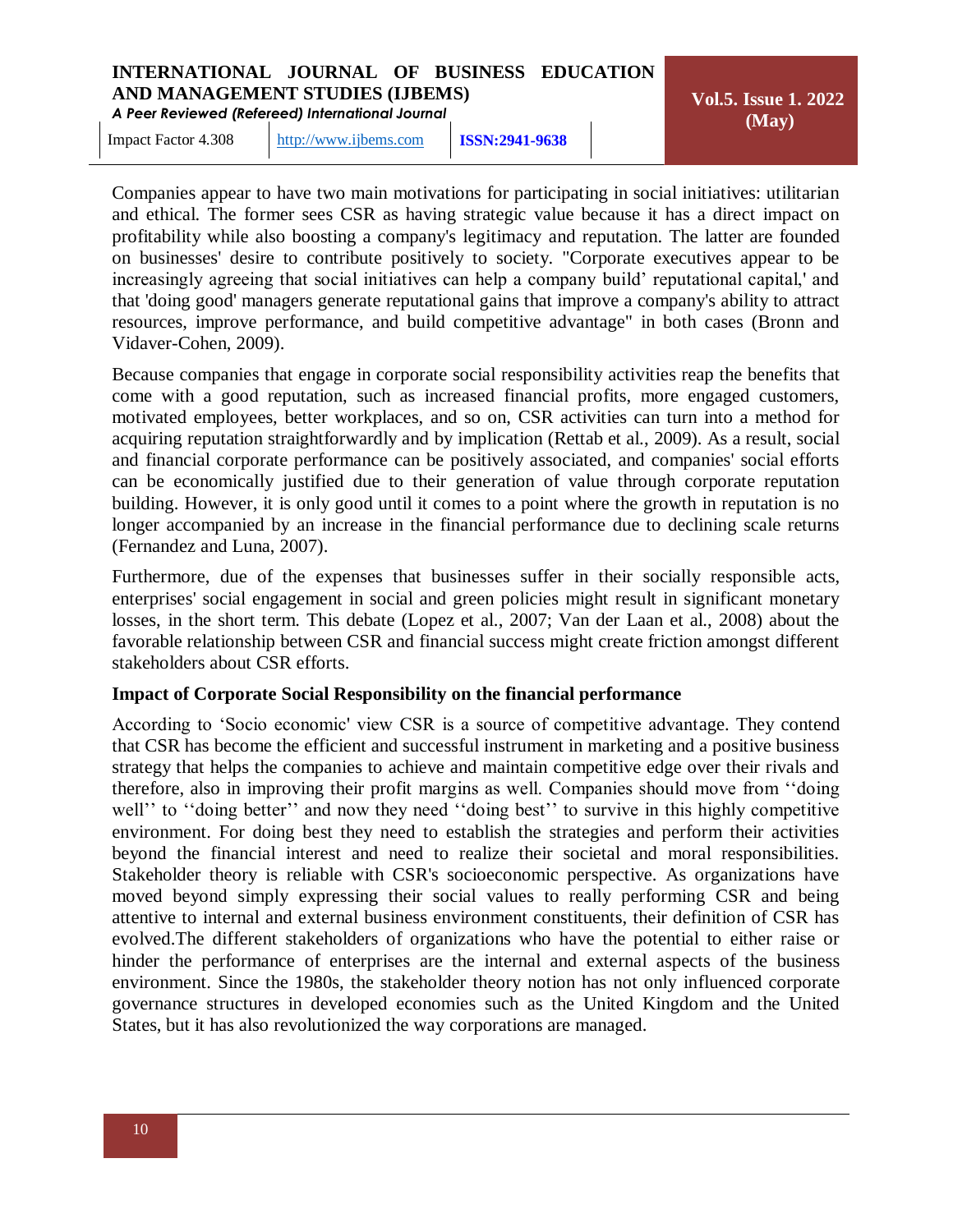Companies appear to have two main motivations for participating in social initiatives: utilitarian and ethical. The former sees CSR as having strategic value because it has a direct impact on profitability while also boosting a company's legitimacy and reputation. The latter are founded on businesses' desire to contribute positively to society. "Corporate executives appear to be increasingly agreeing that social initiatives can help a company build' reputational capital,' and that 'doing good' managers generate reputational gains that improve a company's ability to attract resources, improve performance, and build competitive advantage" in both cases (Bronn and Vidaver-Cohen, 2009).

Because companies that engage in corporate social responsibility activities reap the benefits that come with a good reputation, such as increased financial profits, more engaged customers, motivated employees, better workplaces, and so on, CSR activities can turn into a method for acquiring reputation straightforwardly and by implication (Rettab et al., 2009). As a result, social and financial corporate performance can be positively associated, and companies' social efforts can be economically justified due to their generation of value through corporate reputation building. However, it is only good until it comes to a point where the growth in reputation is no longer accompanied by an increase in the financial performance due to declining scale returns (Fernandez and Luna, 2007).

Furthermore, due of the expenses that businesses suffer in their socially responsible acts, enterprises' social engagement in social and green policies might result in significant monetary losses, in the short term. This debate (Lopez et al., 2007; Van der Laan et al., 2008) about the favorable relationship between CSR and financial success might create friction amongst different stakeholders about CSR efforts.

**Impact of Corporate Social Responsibility on the financial performance**

According to 'Socio economic' view CSR is a source of competitive advantage. They contend that CSR has become the efficient and successful instrument in marketing and a positive business strategy that helps the companies to achieve and maintain competitive edge over their rivals and therefore, also in improving their profit margins as well. Companies should move from ''doing well'' to ''doing better'' and now they need ''doing best'' to survive in this highly competitive environment. For doing best they need to establish the strategies and perform their activities beyond the financial interest and need to realize their societal and moral responsibilities. Stakeholder theory is reliable with CSR's socioeconomic perspective. As organizations have moved beyond simply expressing their social values to really performing CSR and being attentive to internal and external business environment constituents, their definition of CSR has evolved.The different stakeholders of organizations who have the potential to either raise or hinder the performance of enterprises are the internal and external aspects of the business environment. Since the 1980s, the stakeholder theory notion has not only influenced corporate governance structures in developed economies such as the United Kingdom and the United States, but it has also revolutionized the way corporations are managed.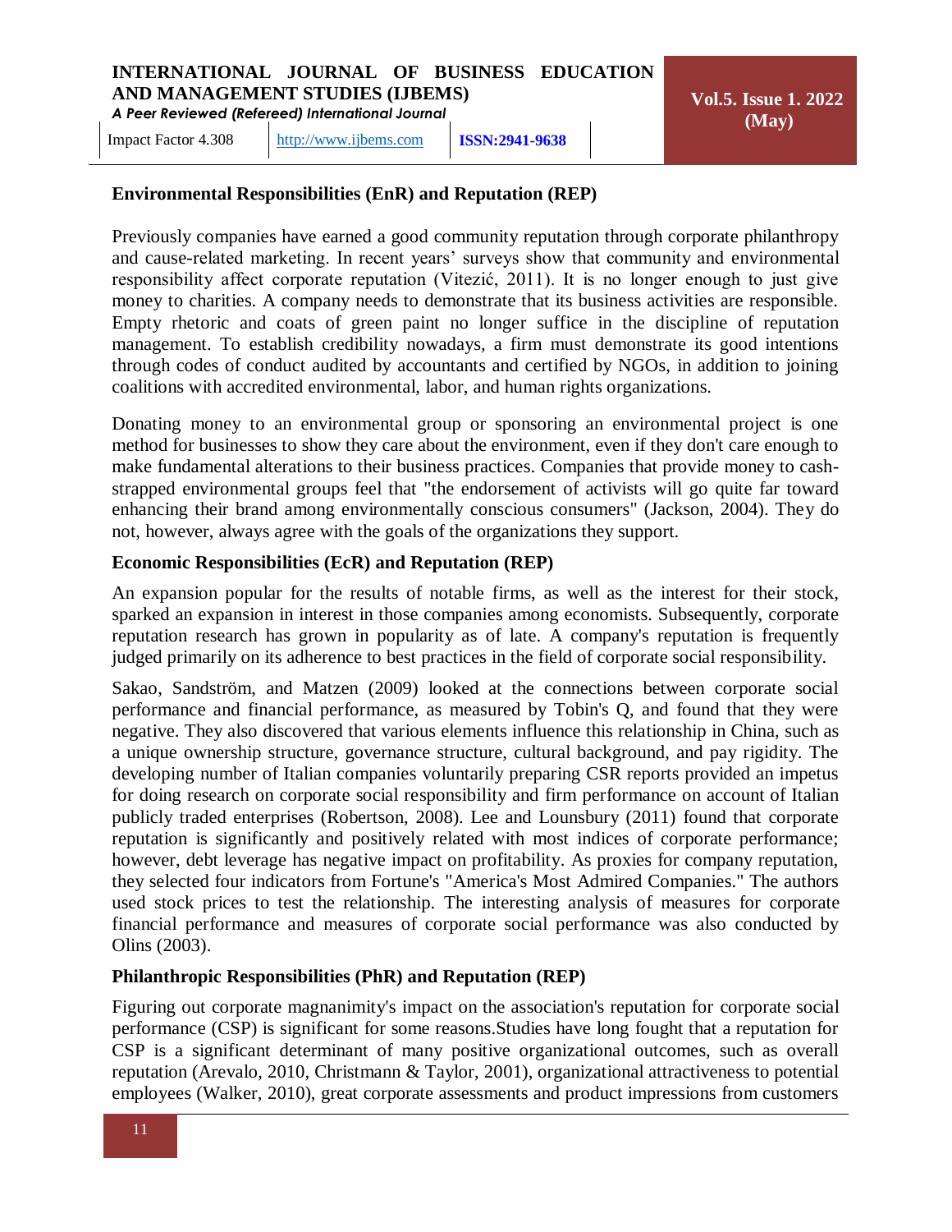### Environmental Responsibilities (EnR) and Reputation (REP)

Previously companies have earned a good community reputation through corporate philanthropy and cause-related marketing. In recent years' surveys show that community and environmental responsibility affect corporate reputation (Vitezić, 2011). It is no longer enough to just give money to charities. A company needs to demonstrate that its business activities are responsible. Empty rhetoric and coats of green paint no longer suffice in the discipline of reputation management. To establish credibility nowadays, a firm must demonstrate its good intentions through codes of conduct audited by accountants and certified by NGOs, in addition to joining coalitions with accredited environmental, labor, and human rights organizations.

Donating money to an environmental group or sponsoring an environmental project is one method for businesses to show they care about the environment, even if they don't care enough to make fundamental alterations to their business practices. Companies that provide money to cash-strapped environmental groups feel that "the endorsement of activists will go quite far toward enhancing their brand among environmentally conscious consumers" (Jackson, 2004). They do not, however, always agree with the goals of the organizations they support.

### Economic Responsibilities (EcR) and Reputation (REP)

An expansion popular for the results of notable firms, as well as the interest for their stock, sparked an expansion in interest in those companies among economists. Subsequently, corporate reputation research has grown in popularity as of late. A company's reputation is frequently judged primarily on its adherence to best practices in the field of corporate social responsibility.

Sakao, Sandström, and Matzen (2009) looked at the connections between corporate social performance and financial performance, as measured by Tobin's Q, and found that they were negative. They also discovered that various elements influence this relationship in China, such as a unique ownership structure, governance structure, cultural background, and pay rigidity. The developing number of Italian companies voluntarily preparing CSR reports provided an impetus for doing research on corporate social responsibility and firm performance on account of Italian publicly traded enterprises (Robertson, 2008). Lee and Lounsbury (2011) found that corporate reputation is significantly and positively related with most indices of corporate performance; however, debt leverage has negative impact on profitability. As proxies for company reputation, they selected four indicators from Fortune's "America's Most Admired Companies." The authors used stock prices to test the relationship. The interesting analysis of measures for corporate financial performance and measures of corporate social performance was also conducted by Olins (2003).

### Philanthropic Responsibilities (PhR) and Reputation (REP)

Figuring out corporate magnanimity's impact on the association's reputation for corporate social performance (CSP) is significant for some reasons.Studies have long fought that a reputation for CSP is a significant determinant of many positive organizational outcomes, such as overall reputation (Arevalo, 2010, Christmann & Taylor, 2001), organizational attractiveness to potential employees (Walker, 2010), great corporate assessments and product impressions from customers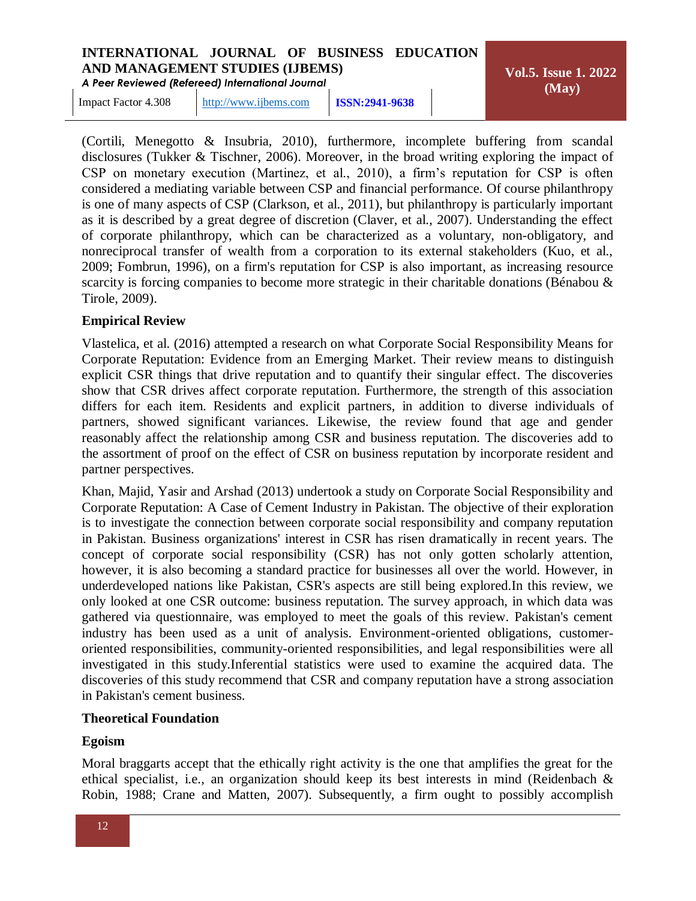(Cortili, Menegotto & Insubria, 2010), furthermore, incomplete buffering from scandal disclosures (Tukker & Tischner, 2006). Moreover, in the broad writing exploring the impact of CSP on monetary execution (Martinez, et al., 2010), a firm's reputation for CSP is often considered a mediating variable between CSP and financial performance. Of course philanthropy is one of many aspects of CSP (Clarkson, et al., 2011), but philanthropy is particularly important as it is described by a great degree of discretion (Claver, et al., 2007). Understanding the effect of corporate philanthropy, which can be characterized as a voluntary, non-obligatory, and nonreciprocal transfer of wealth from a corporation to its external stakeholders (Kuo, et al., 2009; Fombrun, 1996), on a firm's reputation for CSP is also important, as increasing resource scarcity is forcing companies to become more strategic in their charitable donations (Bénabou & Tirole, 2009).

**Empirical Review**

Vlastelica, et al. (2016) attempted a research on what Corporate Social Responsibility Means for Corporate Reputation: Evidence from an Emerging Market. Their review means to distinguish explicit CSR things that drive reputation and to quantify their singular effect. The discoveries show that CSR drives affect corporate reputation. Furthermore, the strength of this association differs for each item. Residents and explicit partners, in addition to diverse individuals of partners, showed significant variances. Likewise, the review found that age and gender reasonably affect the relationship among CSR and business reputation. The discoveries add to the assortment of proof on the effect of CSR on business reputation by incorporate resident and partner perspectives.

Khan, Majid, Yasir and Arshad (2013) undertook a study on Corporate Social Responsibility and Corporate Reputation: A Case of Cement Industry in Pakistan. The objective of their exploration is to investigate the connection between corporate social responsibility and company reputation in Pakistan. Business organizations' interest in CSR has risen dramatically in recent years. The concept of corporate social responsibility (CSR) has not only gotten scholarly attention, however, it is also becoming a standard practice for businesses all over the world. However, in underdeveloped nations like Pakistan, CSR's aspects are still being explored.In this review, we only looked at one CSR outcome: business reputation. The survey approach, in which data was gathered via questionnaire, was employed to meet the goals of this review. Pakistan's cement industry has been used as a unit of analysis. Environment-oriented obligations, customer-oriented responsibilities, community-oriented responsibilities, and legal responsibilities were all investigated in this study.Inferential statistics were used to examine the acquired data. The discoveries of this study recommend that CSR and company reputation have a strong association in Pakistan's cement business.

**Theoretical Foundation**

**Egoism**

Moral braggarts accept that the ethically right activity is the one that amplifies the great for the ethical specialist, i.e., an organization should keep its best interests in mind (Reidenbach & Robin, 1988; Crane and Matten, 2007). Subsequently, a firm ought to possibly accomplish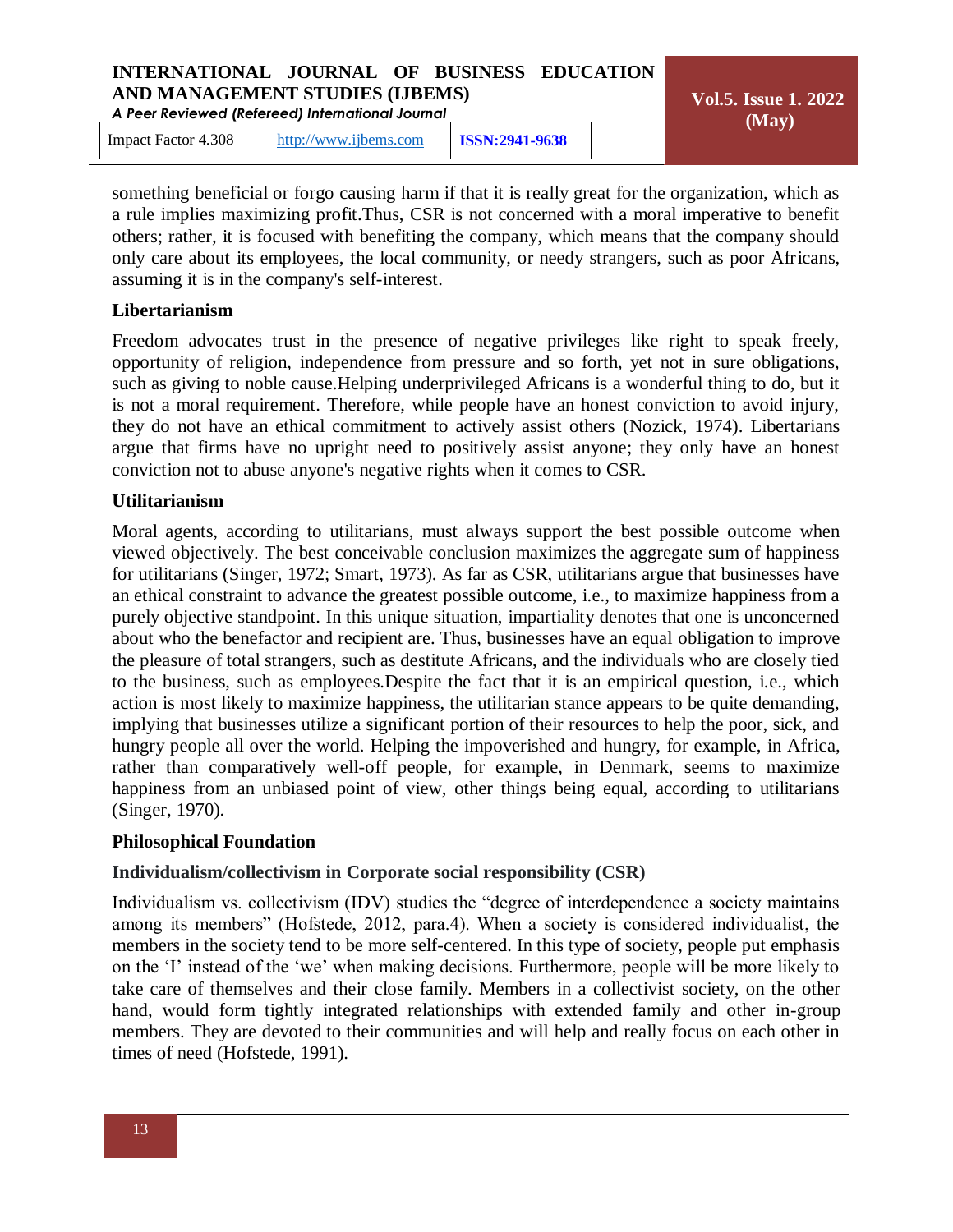something beneficial or forgo causing harm if that it is really great for the organization, which as a rule implies maximizing profit.Thus, CSR is not concerned with a moral imperative to benefit others; rather, it is focused with benefiting the company, which means that the company should only care about its employees, the local community, or needy strangers, such as poor Africans, assuming it is in the company's self-interest.

**Libertarianism**

Freedom advocates trust in the presence of negative privileges like right to speak freely, opportunity of religion, independence from pressure and so forth, yet not in sure obligations, such as giving to noble cause.Helping underprivileged Africans is a wonderful thing to do, but it is not a moral requirement. Therefore, while people have an honest conviction to avoid injury, they do not have an ethical commitment to actively assist others (Nozick, 1974). Libertarians argue that firms have no upright need to positively assist anyone; they only have an honest conviction not to abuse anyone's negative rights when it comes to CSR.

**Utilitarianism**

Moral agents, according to utilitarians, must always support the best possible outcome when viewed objectively. The best conceivable conclusion maximizes the aggregate sum of happiness for utilitarians (Singer, 1972; Smart, 1973). As far as CSR, utilitarians argue that businesses have an ethical constraint to advance the greatest possible outcome, i.e., to maximize happiness from a purely objective standpoint. In this unique situation, impartiality denotes that one is unconcerned about who the benefactor and recipient are. Thus, businesses have an equal obligation to improve the pleasure of total strangers, such as destitute Africans, and the individuals who are closely tied to the business, such as employees.Despite the fact that it is an empirical question, i.e., which action is most likely to maximize happiness, the utilitarian stance appears to be quite demanding, implying that businesses utilize a significant portion of their resources to help the poor, sick, and hungry people all over the world. Helping the impoverished and hungry, for example, in Africa, rather than comparatively well-off people, for example, in Denmark, seems to maximize happiness from an unbiased point of view, other things being equal, according to utilitarians (Singer, 1970).

**Philosophical Foundation**

**Individualism/collectivism in Corporate social responsibility (CSR)**

Individualism vs. collectivism (IDV) studies the "degree of interdependence a society maintains among its members" (Hofstede, 2012, para.4). When a society is considered individualist, the members in the society tend to be more self-centered. In this type of society, people put emphasis on the 'I' instead of the 'we' when making decisions. Furthermore, people will be more likely to take care of themselves and their close family. Members in a collectivist society, on the other hand, would form tightly integrated relationships with extended family and other in-group members. They are devoted to their communities and will help and really focus on each other in times of need (Hofstede, 1991).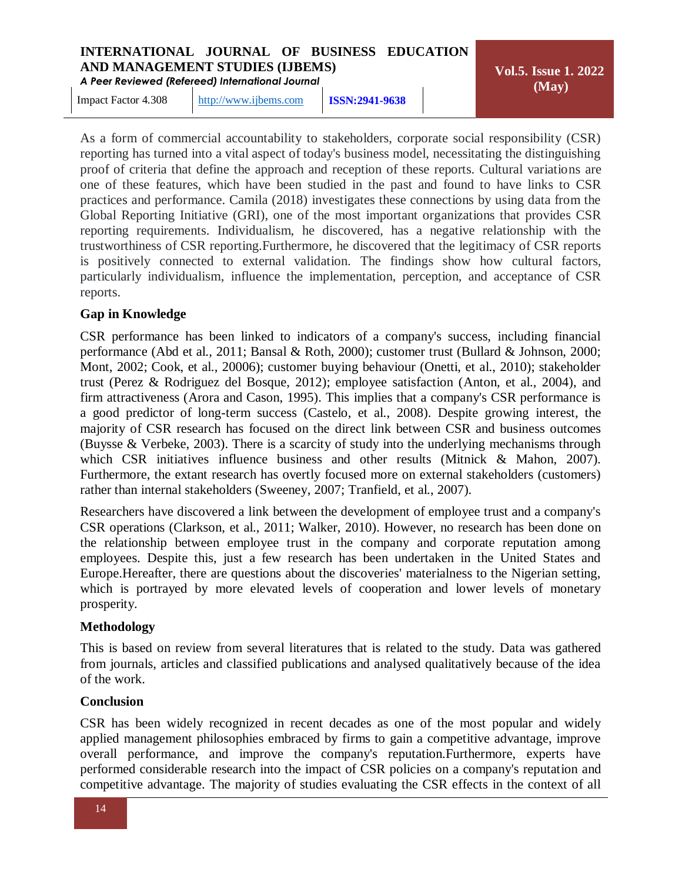As a form of commercial accountability to stakeholders, corporate social responsibility (CSR) reporting has turned into a vital aspect of today's business model, necessitating the distinguishing proof of criteria that define the approach and reception of these reports. Cultural variations are one of these features, which have been studied in the past and found to have links to CSR practices and performance. Camila (2018) investigates these connections by using data from the Global Reporting Initiative (GRI), one of the most important organizations that provides CSR reporting requirements. Individualism, he discovered, has a negative relationship with the trustworthiness of CSR reporting.Furthermore, he discovered that the legitimacy of CSR reports is positively connected to external validation. The findings show how cultural factors, particularly individualism, influence the implementation, perception, and acceptance of CSR reports.

## Gap in Knowledge

CSR performance has been linked to indicators of a company's success, including financial performance (Abd et al., 2011; Bansal & Roth, 2000); customer trust (Bullard & Johnson, 2000; Mont, 2002; Cook, et al., 20006); customer buying behaviour (Onetti, et al., 2010); stakeholder trust (Perez & Rodriguez del Bosque, 2012); employee satisfaction (Anton, et al., 2004), and firm attractiveness (Arora and Cason, 1995). This implies that a company's CSR performance is a good predictor of long-term success (Castelo, et al., 2008). Despite growing interest, the majority of CSR research has focused on the direct link between CSR and business outcomes (Buysse & Verbeke, 2003). There is a scarcity of study into the underlying mechanisms through which CSR initiatives influence business and other results (Mitnick & Mahon, 2007). Furthermore, the extant research has overtly focused more on external stakeholders (customers) rather than internal stakeholders (Sweeney, 2007; Tranfield, et al., 2007).

Researchers have discovered a link between the development of employee trust and a company's CSR operations (Clarkson, et al., 2011; Walker, 2010). However, no research has been done on the relationship between employee trust in the company and corporate reputation among employees. Despite this, just a few research has been undertaken in the United States and Europe.Hereafter, there are questions about the discoveries' materialness to the Nigerian setting, which is portrayed by more elevated levels of cooperation and lower levels of monetary prosperity.

## Methodology

This is based on review from several literatures that is related to the study. Data was gathered from journals, articles and classified publications and analysed qualitatively because of the idea of the work.

## Conclusion

CSR has been widely recognized in recent decades as one of the most popular and widely applied management philosophies embraced by firms to gain a competitive advantage, improve overall performance, and improve the company's reputation.Furthermore, experts have performed considerable research into the impact of CSR policies on a company's reputation and competitive advantage. The majority of studies evaluating the CSR effects in the context of all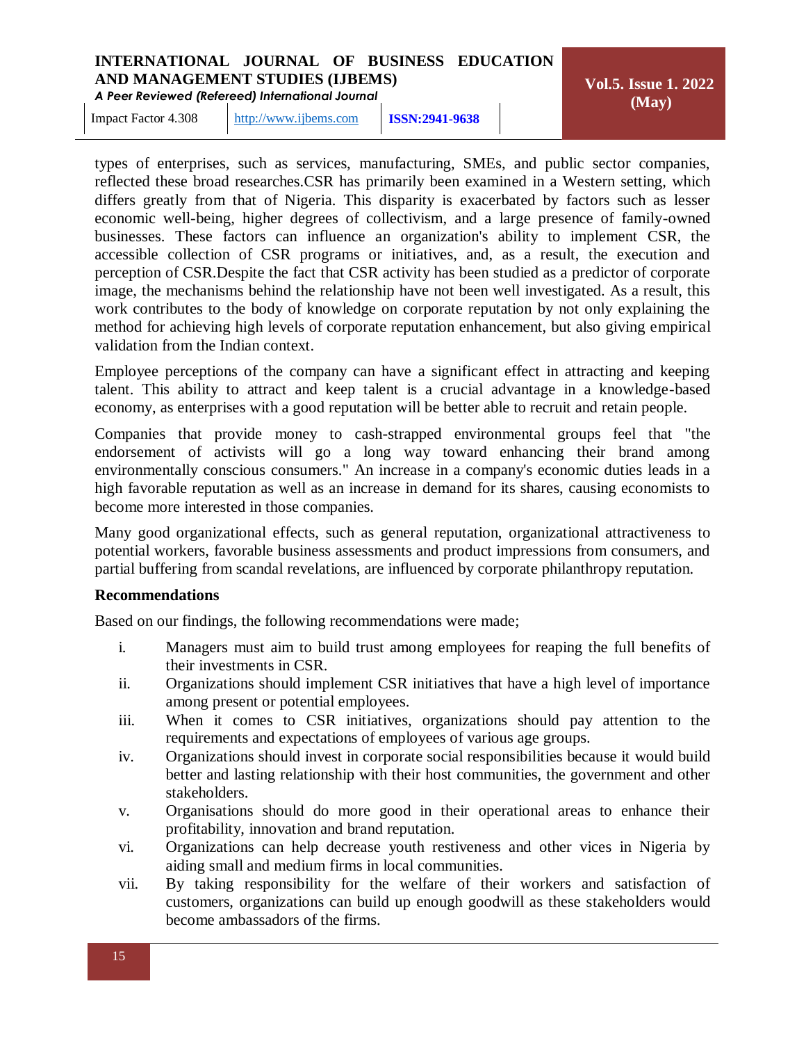types of enterprises, such as services, manufacturing, SMEs, and public sector companies, reflected these broad researches.CSR has primarily been examined in a Western setting, which differs greatly from that of Nigeria. This disparity is exacerbated by factors such as lesser economic well-being, higher degrees of collectivism, and a large presence of family-owned businesses. These factors can influence an organization's ability to implement CSR, the accessible collection of CSR programs or initiatives, and, as a result, the execution and perception of CSR.Despite the fact that CSR activity has been studied as a predictor of corporate image, the mechanisms behind the relationship have not been well investigated. As a result, this work contributes to the body of knowledge on corporate reputation by not only explaining the method for achieving high levels of corporate reputation enhancement, but also giving empirical validation from the Indian context.

Employee perceptions of the company can have a significant effect in attracting and keeping talent. This ability to attract and keep talent is a crucial advantage in a knowledge-based economy, as enterprises with a good reputation will be better able to recruit and retain people.

Companies that provide money to cash-strapped environmental groups feel that "the endorsement of activists will go a long way toward enhancing their brand among environmentally conscious consumers." An increase in a company's economic duties leads in a high favorable reputation as well as an increase in demand for its shares, causing economists to become more interested in those companies.

Many good organizational effects, such as general reputation, organizational attractiveness to potential workers, favorable business assessments and product impressions from consumers, and partial buffering from scandal revelations, are influenced by corporate philanthropy reputation.

### Recommendations

Based on our findings, the following recommendations were made;

i. Managers must aim to build trust among employees for reaping the full benefits of their investments in CSR.
ii. Organizations should implement CSR initiatives that have a high level of importance among present or potential employees.
iii. When it comes to CSR initiatives, organizations should pay attention to the requirements and expectations of employees of various age groups.
iv. Organizations should invest in corporate social responsibilities because it would build better and lasting relationship with their host communities, the government and other stakeholders.
v. Organisations should do more good in their operational areas to enhance their profitability, innovation and brand reputation.
vi. Organizations can help decrease youth restiveness and other vices in Nigeria by aiding small and medium firms in local communities.
vii. By taking responsibility for the welfare of their workers and satisfaction of customers, organizations can build up enough goodwill as these stakeholders would become ambassadors of the firms.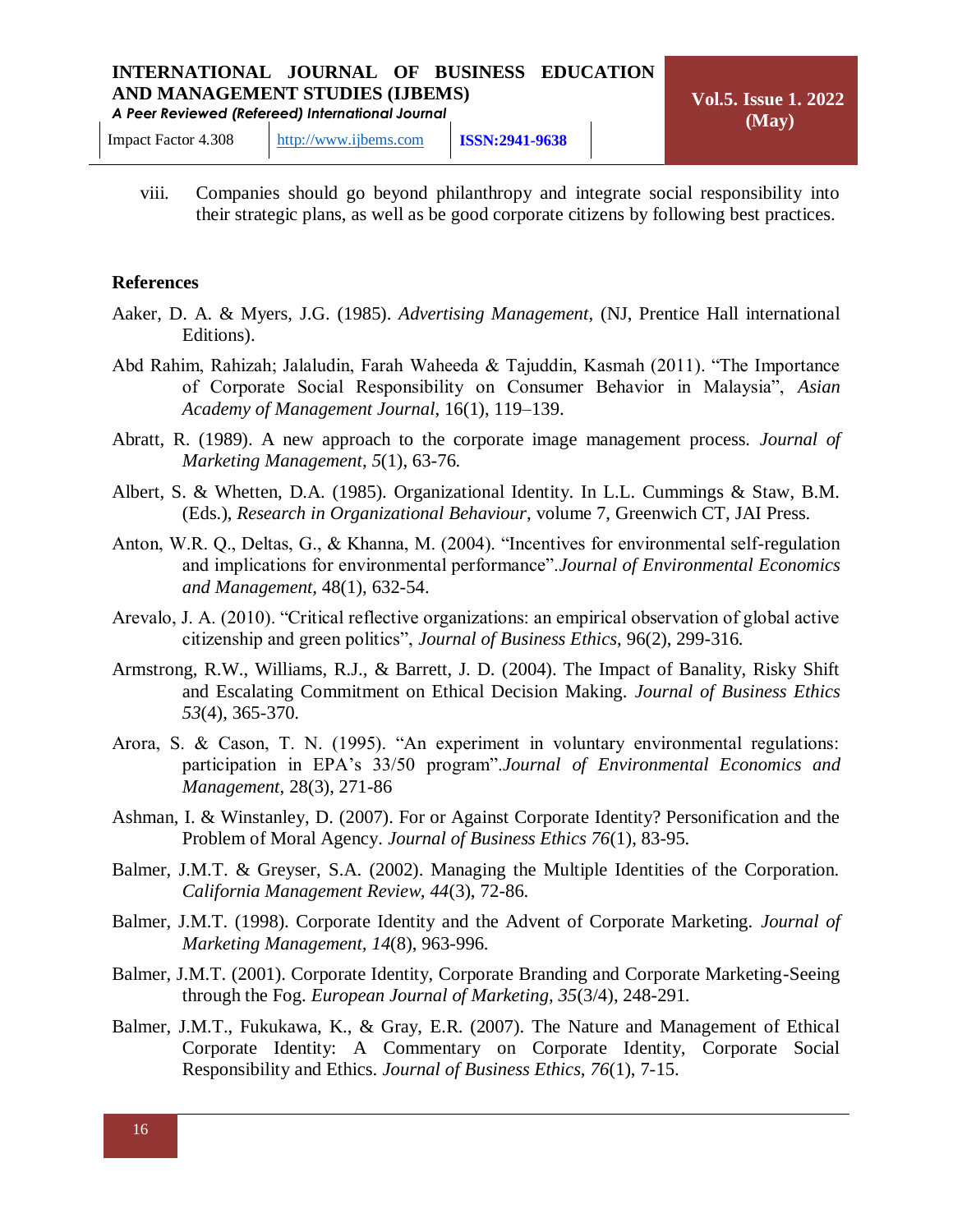viii. Companies should go beyond philanthropy and integrate social responsibility into their strategic plans, as well as be good corporate citizens by following best practices.

## References

Aaker, D. A. & Myers, J.G. (1985). *Advertising Management*, (NJ, Prentice Hall international Editions).

Abd Rahim, Rahizah; Jalaludin, Farah Waheeda & Tajuddin, Kasmah (2011). "The Importance of Corporate Social Responsibility on Consumer Behavior in Malaysia", *Asian Academy of Management Journal*, 16(1), 119–139.

Abratt, R. (1989). A new approach to the corporate image management process. *Journal of Marketing Management*, *5*(1), 63-76.

Albert, S. & Whetten, D.A. (1985). Organizational Identity. In L.L. Cummings & Staw, B.M. (Eds.), *Research in Organizational Behaviour*, volume 7, Greenwich CT, JAI Press.

Anton, W.R. Q., Deltas, G., & Khanna, M. (2004). "Incentives for environmental self-regulation and implications for environmental performance".*Journal of Environmental Economics and Management*, 48(1), 632-54.

Arevalo, J. A. (2010). "Critical reflective organizations: an empirical observation of global active citizenship and green politics", *Journal of Business Ethics*, 96(2), 299-316.

Armstrong, R.W., Williams, R.J., & Barrett, J. D. (2004). The Impact of Banality, Risky Shift and Escalating Commitment on Ethical Decision Making. *Journal of Business Ethics 53*(4), 365-370.

Arora, S. & Cason, T. N. (1995). "An experiment in voluntary environmental regulations: participation in EPA's 33/50 program".*Journal of Environmental Economics and Management*, 28(3), 271-86

Ashman, I. & Winstanley, D. (2007). For or Against Corporate Identity? Personification and the Problem of Moral Agency. *Journal of Business Ethics 76*(1), 83-95.

Balmer, J.M.T. & Greyser, S.A. (2002). Managing the Multiple Identities of the Corporation. *California Management Review, 44*(3), 72-86.

Balmer, J.M.T. (1998). Corporate Identity and the Advent of Corporate Marketing. *Journal of Marketing Management, 14*(8), 963-996.

Balmer, J.M.T. (2001). Corporate Identity, Corporate Branding and Corporate Marketing-Seeing through the Fog. *European Journal of Marketing, 35*(3/4), 248-291.

Balmer, J.M.T., Fukukawa, K., & Gray, E.R. (2007). The Nature and Management of Ethical Corporate Identity: A Commentary on Corporate Identity, Corporate Social Responsibility and Ethics. *Journal of Business Ethics, 76*(1), 7-15.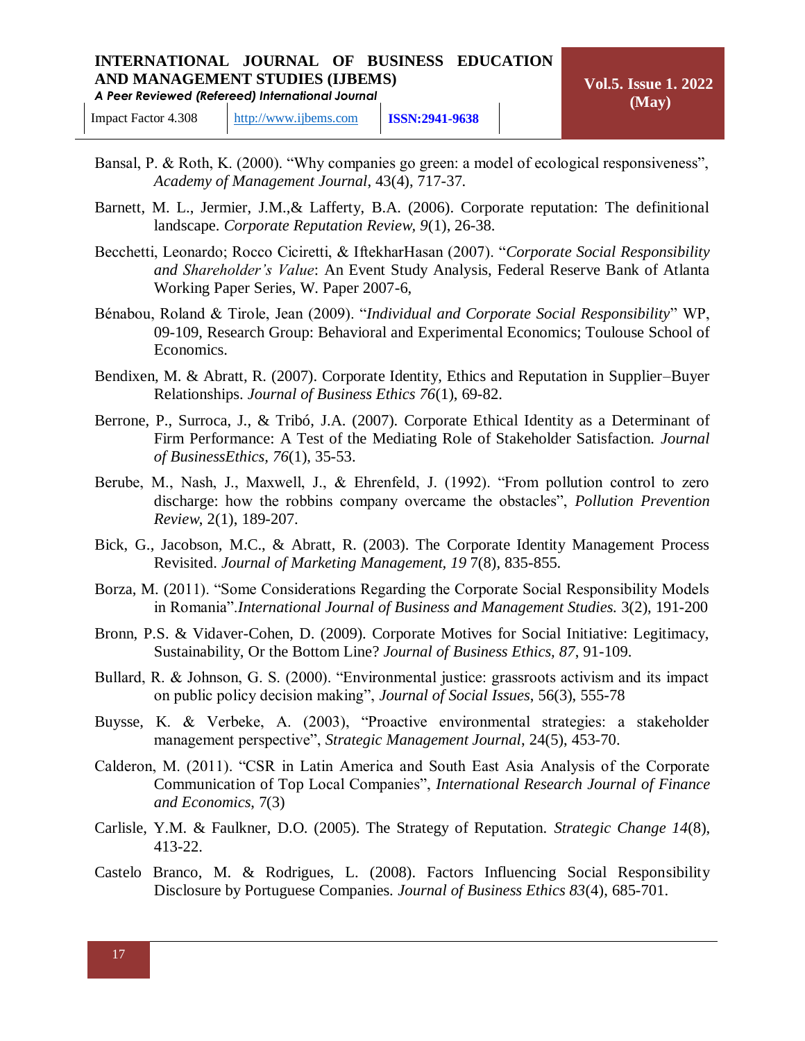Bansal, P. & Roth, K. (2000). "Why companies go green: a model of ecological responsiveness", *Academy of Management Journal*, 43(4), 717-37.

Barnett, M. L., Jermier, J.M.,& Lafferty, B.A. (2006). Corporate reputation: The definitional landscape. *Corporate Reputation Review, 9*(1), 26-38.

Becchetti, Leonardo; Rocco Ciciretti, & IftekharHasan (2007). "*Corporate Social Responsibility and Shareholder's Value*: An Event Study Analysis, Federal Reserve Bank of Atlanta Working Paper Series, W. Paper 2007-6,

Bénabou, Roland & Tirole, Jean (2009). "*Individual and Corporate Social Responsibility*" WP, 09-109, Research Group: Behavioral and Experimental Economics; Toulouse School of Economics.

Bendixen, M. & Abratt, R. (2007). Corporate Identity, Ethics and Reputation in Supplier–Buyer Relationships. *Journal of Business Ethics 76*(1), 69-82.

Berrone, P., Surroca, J., & Tribó, J.A. (2007). Corporate Ethical Identity as a Determinant of Firm Performance: A Test of the Mediating Role of Stakeholder Satisfaction. *Journal of BusinessEthics, 76*(1), 35-53.

Berube, M., Nash, J., Maxwell, J., & Ehrenfeld, J. (1992). "From pollution control to zero discharge: how the robbins company overcame the obstacles", *Pollution Prevention Review*, 2(1), 189-207.

Bick, G., Jacobson, M.C., & Abratt, R. (2003). The Corporate Identity Management Process Revisited. *Journal of Marketing Management, 19* 7(8), 835-855.

Borza, M. (2011). "Some Considerations Regarding the Corporate Social Responsibility Models in Romania".*International Journal of Business and Management Studies.* 3(2), 191-200

Bronn, P.S. & Vidaver-Cohen, D. (2009). Corporate Motives for Social Initiative: Legitimacy, Sustainability, Or the Bottom Line? *Journal of Business Ethics, 87*, 91-109.

Bullard, R. & Johnson, G. S. (2000). "Environmental justice: grassroots activism and its impact on public policy decision making", *Journal of Social Issues*, 56(3), 555-78

Buysse, K. & Verbeke, A. (2003), "Proactive environmental strategies: a stakeholder management perspective", *Strategic Management Journal*, 24(5), 453-70.

Calderon, M. (2011). "CSR in Latin America and South East Asia Analysis of the Corporate Communication of Top Local Companies", *International Research Journal of Finance and Economics*, 7(3)

Carlisle, Y.M. & Faulkner, D.O. (2005). The Strategy of Reputation. *Strategic Change 14*(8), 413-22.

Castelo Branco, M. & Rodrigues, L. (2008). Factors Influencing Social Responsibility Disclosure by Portuguese Companies. *Journal of Business Ethics 83*(4), 685-701.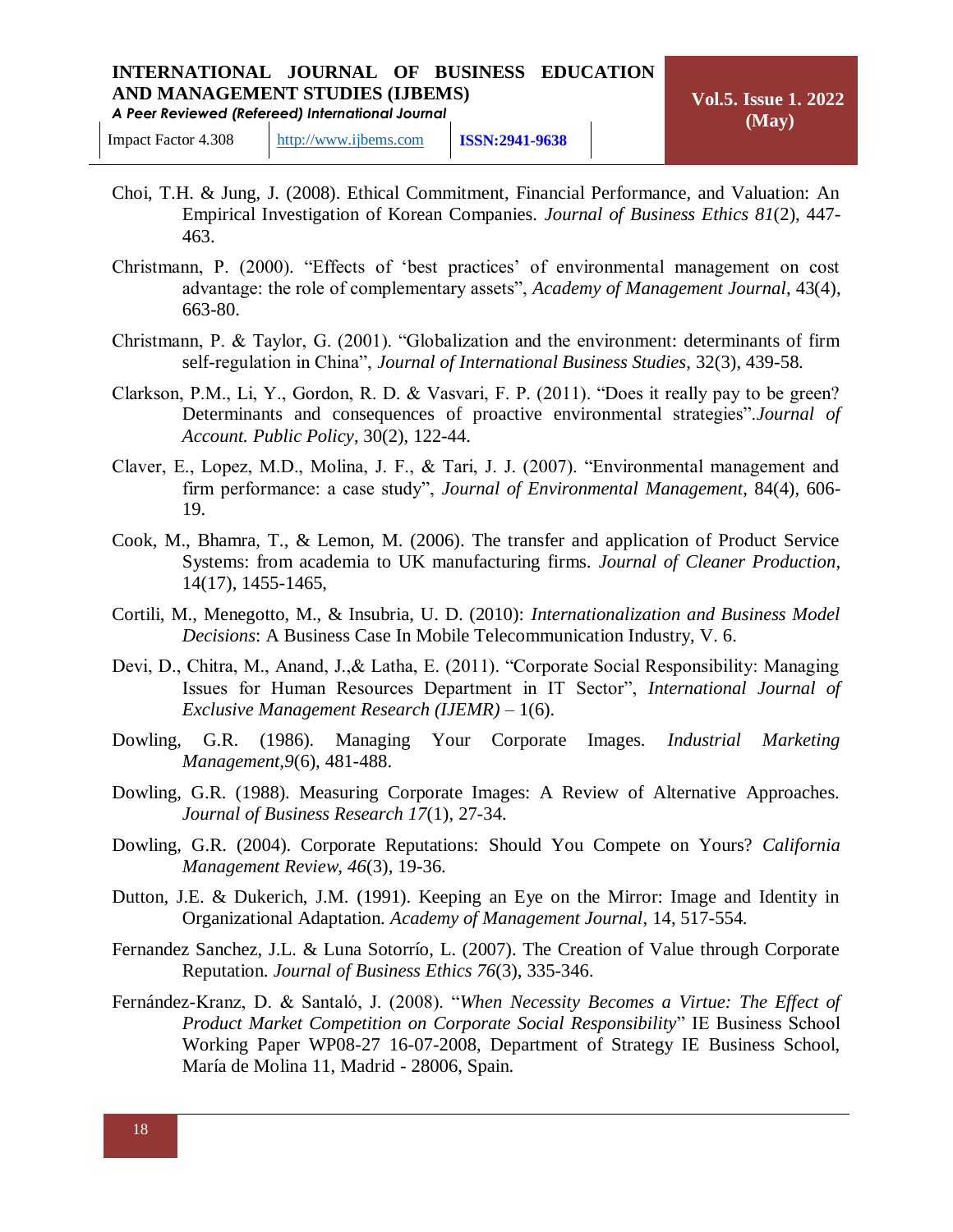Choi, T.H. & Jung, J. (2008). Ethical Commitment, Financial Performance, and Valuation: An Empirical Investigation of Korean Companies. *Journal of Business Ethics 81*(2), 447-463.

Christmann, P. (2000). "Effects of 'best practices' of environmental management on cost advantage: the role of complementary assets", *Academy of Management Journal*, 43(4), 663-80.

Christmann, P. & Taylor, G. (2001). "Globalization and the environment: determinants of firm self-regulation in China", *Journal of International Business Studies*, 32(3), 439-58.

Clarkson, P.M., Li, Y., Gordon, R. D. & Vasvari, F. P. (2011). "Does it really pay to be green? Determinants and consequences of proactive environmental strategies".*Journal of Account. Public Policy*, 30(2), 122-44.

Claver, E., Lopez, M.D., Molina, J. F., & Tari, J. J. (2007). "Environmental management and firm performance: a case study", *Journal of Environmental Management*, 84(4), 606-19.

Cook, M., Bhamra, T., & Lemon, M. (2006). The transfer and application of Product Service Systems: from academia to UK manufacturing firms. *Journal of Cleaner Production*, 14(17), 1455-1465,

Cortili, M., Menegotto, M., & Insubria, U. D. (2010): *Internationalization and Business Model Decisions*: A Business Case In Mobile Telecommunication Industry, V. 6.

Devi, D., Chitra, M., Anand, J.,& Latha, E. (2011). "Corporate Social Responsibility: Managing Issues for Human Resources Department in IT Sector", *International Journal of Exclusive Management Research (IJEMR)* – 1(6).

Dowling, G.R. (1986). Managing Your Corporate Images. *Industrial Marketing Management,9*(6), 481-488.

Dowling, G.R. (1988). Measuring Corporate Images: A Review of Alternative Approaches. *Journal of Business Research 17*(1), 27-34.

Dowling, G.R. (2004). Corporate Reputations: Should You Compete on Yours? *California Management Review, 46*(3), 19-36.

Dutton, J.E. & Dukerich, J.M. (1991). Keeping an Eye on the Mirror: Image and Identity in Organizational Adaptation. *Academy of Management Journal*, 14, 517-554.

Fernandez Sanchez, J.L. & Luna Sotorrío, L. (2007). The Creation of Value through Corporate Reputation. *Journal of Business Ethics 76*(3), 335-346.

Fernández-Kranz, D. & Santaló, J. (2008). "*When Necessity Becomes a Virtue: The Effect of Product Market Competition on Corporate Social Responsibility*" IE Business School Working Paper WP08-27 16-07-2008, Department of Strategy IE Business School, María de Molina 11, Madrid - 28006, Spain.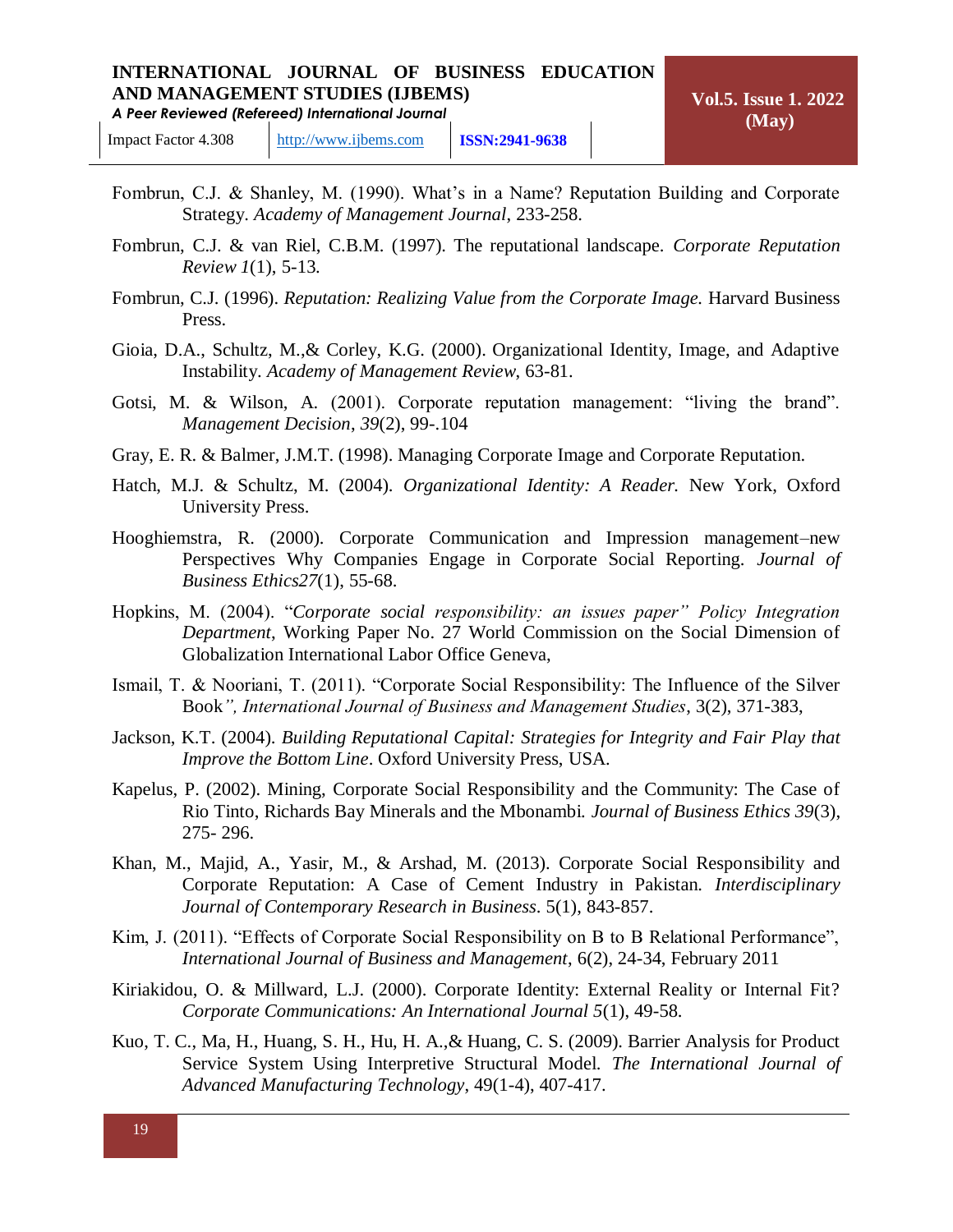Fombrun, C.J. & Shanley, M. (1990). What's in a Name? Reputation Building and Corporate Strategy. *Academy of Management Journal*, 233-258.

Fombrun, C.J. & van Riel, C.B.M. (1997). The reputational landscape. *Corporate Reputation Review 1*(1), 5-13.

Fombrun, C.J. (1996). *Reputation: Realizing Value from the Corporate Image.* Harvard Business Press.

Gioia, D.A., Schultz, M.,& Corley, K.G. (2000). Organizational Identity, Image, and Adaptive Instability. *Academy of Management Review*, 63-81.

Gotsi, M. & Wilson, A. (2001). Corporate reputation management: "living the brand". *Management Decision*, *39*(2), 99-.104

Gray, E. R. & Balmer, J.M.T. (1998). Managing Corporate Image and Corporate Reputation.

Hatch, M.J. & Schultz, M. (2004). *Organizational Identity: A Reader.* New York, Oxford University Press.

Hooghiemstra, R. (2000). Corporate Communication and Impression management–new Perspectives Why Companies Engage in Corporate Social Reporting. *Journal of Business Ethics27*(1), 55-68.

Hopkins, M. (2004). "*Corporate social responsibility: an issues paper" Policy Integration Department*, Working Paper No. 27 World Commission on the Social Dimension of Globalization International Labor Office Geneva,

Ismail, T. & Nooriani, T. (2011). "Corporate Social Responsibility: The Influence of the Silver Book*", International Journal of Business and Management Studies*, 3(2), 371-383,

Jackson, K.T. (2004). *Building Reputational Capital: Strategies for Integrity and Fair Play that Improve the Bottom Line*. Oxford University Press, USA.

Kapelus, P. (2002). Mining, Corporate Social Responsibility and the Community: The Case of Rio Tinto, Richards Bay Minerals and the Mbonambi. *Journal of Business Ethics 39*(3), 275- 296.

Khan, M., Majid, A., Yasir, M., & Arshad, M. (2013). Corporate Social Responsibility and Corporate Reputation: A Case of Cement Industry in Pakistan. *Interdisciplinary Journal of Contemporary Research in Business*. 5(1), 843-857.

Kim, J. (2011). "Effects of Corporate Social Responsibility on B to B Relational Performance", *International Journal of Business and Management*, 6(2), 24-34, February 2011

Kiriakidou, O. & Millward, L.J. (2000). Corporate Identity: External Reality or Internal Fit? *Corporate Communications: An International Journal 5*(1), 49-58.

Kuo, T. C., Ma, H., Huang, S. H., Hu, H. A.,& Huang, C. S. (2009). Barrier Analysis for Product Service System Using Interpretive Structural Model. *The International Journal of Advanced Manufacturing Technology*, 49(1-4), 407-417.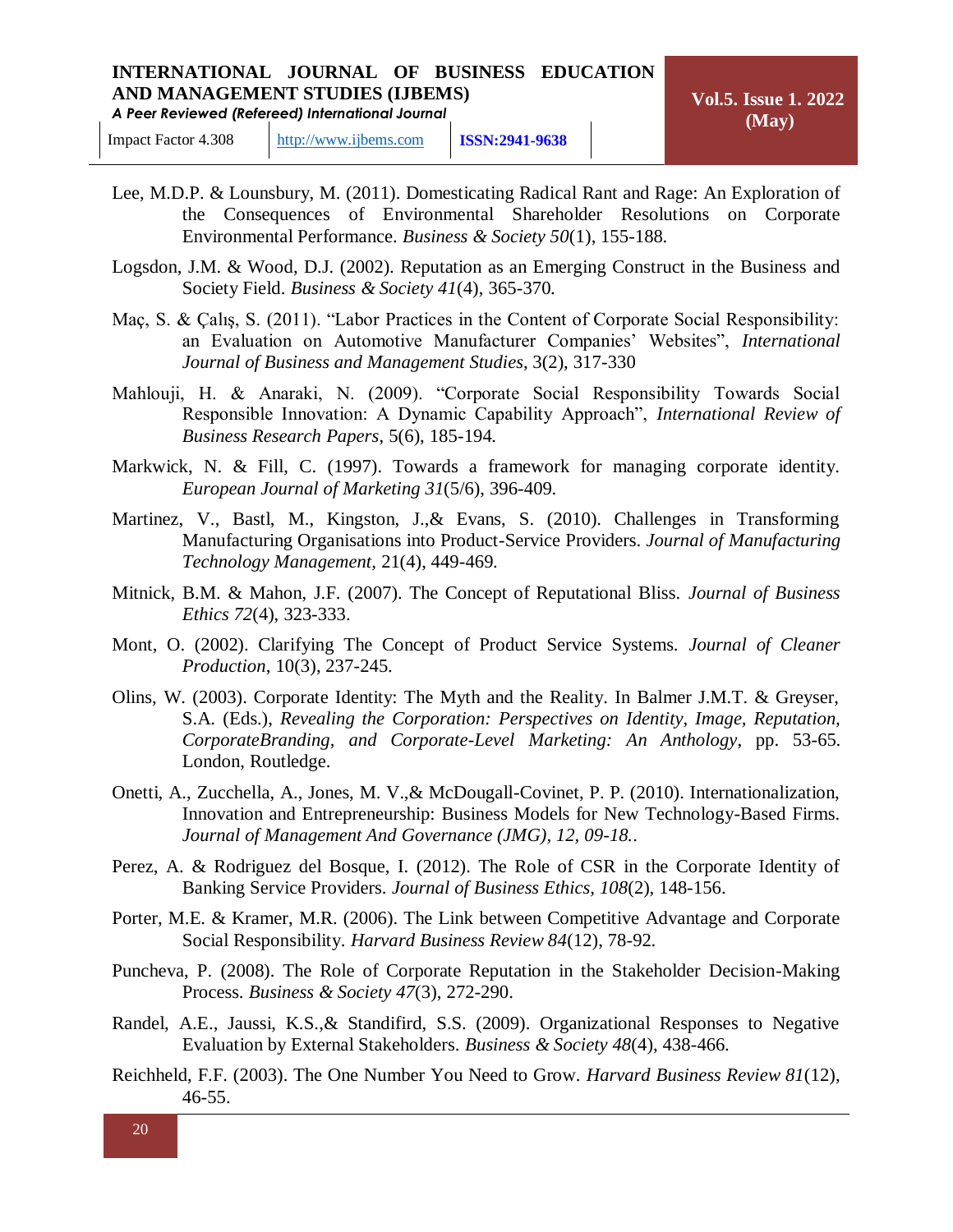Lee, M.D.P. & Lounsbury, M. (2011). Domesticating Radical Rant and Rage: An Exploration of the Consequences of Environmental Shareholder Resolutions on Corporate Environmental Performance. *Business & Society 50*(1), 155-188.

Logsdon, J.M. & Wood, D.J. (2002). Reputation as an Emerging Construct in the Business and Society Field. *Business & Society 41*(4), 365-370.

Maç, S. & Çalış, S. (2011). "Labor Practices in the Content of Corporate Social Responsibility: an Evaluation on Automotive Manufacturer Companies' Websites", *International Journal of Business and Management Studies,* 3(2), 317-330

Mahlouji, H. & Anaraki, N. (2009). "Corporate Social Responsibility Towards Social Responsible Innovation: A Dynamic Capability Approach", *International Review of Business Research Papers*, 5(6), 185-194.

Markwick, N. & Fill, C. (1997). Towards a framework for managing corporate identity. *European Journal of Marketing 31*(5/6), 396-409.

Martinez, V., Bastl, M., Kingston, J.,& Evans, S. (2010). Challenges in Transforming Manufacturing Organisations into Product-Service Providers. *Journal of Manufacturing Technology Management,* 21(4), 449-469.

Mitnick, B.M. & Mahon, J.F. (2007). The Concept of Reputational Bliss. *Journal of Business Ethics 72*(4), 323-333.

Mont, O. (2002). Clarifying The Concept of Product Service Systems. *Journal of Cleaner Production*, 10(3), 237-245.

Olins, W. (2003). Corporate Identity: The Myth and the Reality. In Balmer J.M.T. & Greyser, S.A. (Eds.), *Revealing the Corporation: Perspectives on Identity, Image, Reputation, CorporateBranding, and Corporate-Level Marketing: An Anthology*, pp. 53-65. London, Routledge.

Onetti, A., Zucchella, A., Jones, M. V.,& McDougall-Covinet, P. P. (2010). Internationalization, Innovation and Entrepreneurship: Business Models for New Technology-Based Firms. *Journal of Management And Governance (JMG), 12, 09-18.*.

Perez, A. & Rodriguez del Bosque, I. (2012). The Role of CSR in the Corporate Identity of Banking Service Providers. *Journal of Business Ethics, 108*(2), 148-156.

Porter, M.E. & Kramer, M.R. (2006). The Link between Competitive Advantage and Corporate Social Responsibility. *Harvard Business Review 84*(12), 78-92.

Puncheva, P. (2008). The Role of Corporate Reputation in the Stakeholder Decision-Making Process. *Business & Society 47*(3), 272-290.

Randel, A.E., Jaussi, K.S.,& Standifird, S.S. (2009). Organizational Responses to Negative Evaluation by External Stakeholders. *Business & Society 48*(4), 438-466.

Reichheld, F.F. (2003). The One Number You Need to Grow. *Harvard Business Review 81*(12), 46-55.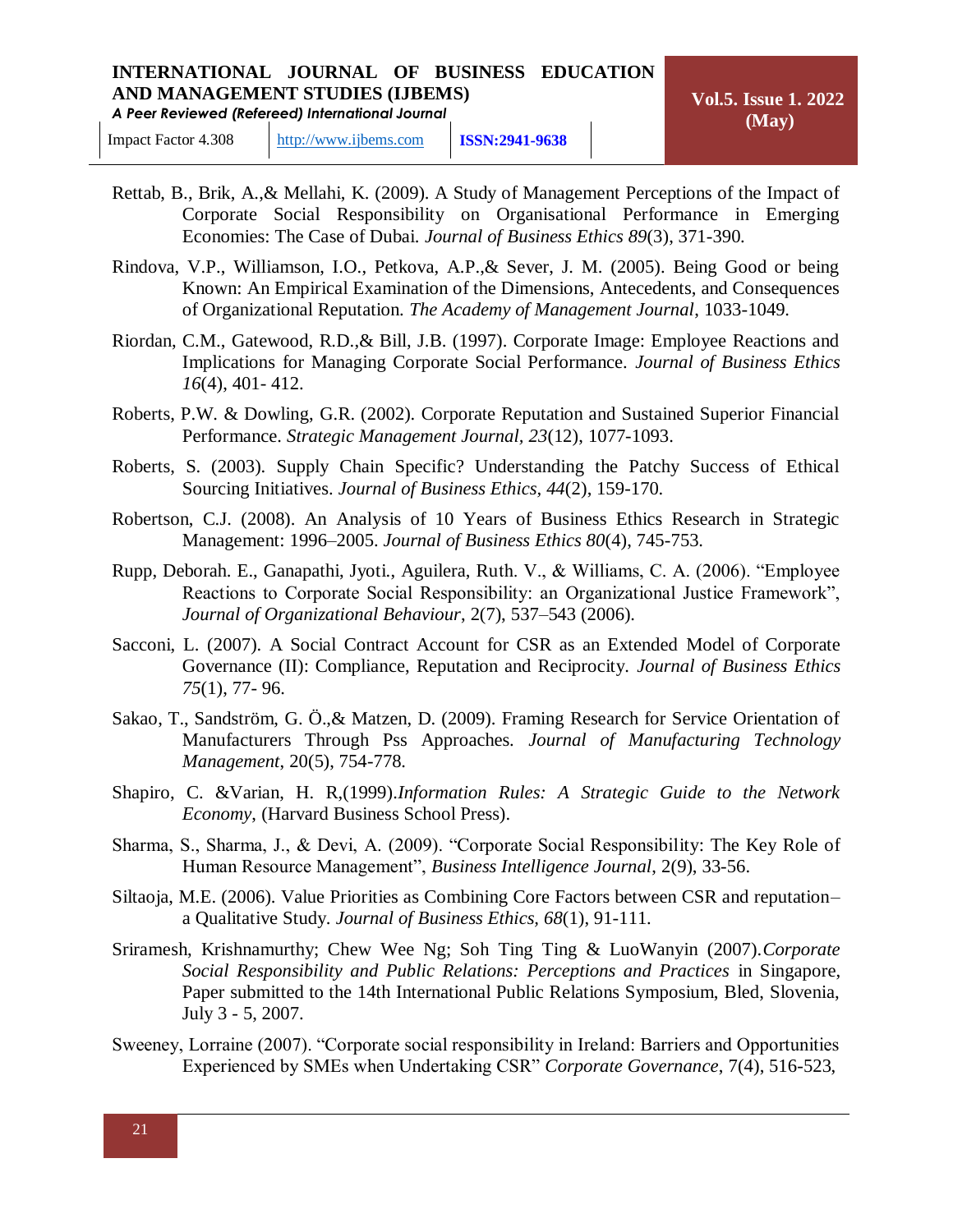Rettab, B., Brik, A.,& Mellahi, K. (2009). A Study of Management Perceptions of the Impact of Corporate Social Responsibility on Organisational Performance in Emerging Economies: The Case of Dubai. *Journal of Business Ethics 89*(3), 371-390.

Rindova, V.P., Williamson, I.O., Petkova, A.P.,& Sever, J. M. (2005). Being Good or being Known: An Empirical Examination of the Dimensions, Antecedents, and Consequences of Organizational Reputation. *The Academy of Management Journal*, 1033-1049.

Riordan, C.M., Gatewood, R.D.,& Bill, J.B. (1997). Corporate Image: Employee Reactions and Implications for Managing Corporate Social Performance. *Journal of Business Ethics 16*(4), 401- 412.

Roberts, P.W. & Dowling, G.R. (2002). Corporate Reputation and Sustained Superior Financial Performance. *Strategic Management Journal*, *23*(12), 1077-1093.

Roberts, S. (2003). Supply Chain Specific? Understanding the Patchy Success of Ethical Sourcing Initiatives. *Journal of Business Ethics*, *44*(2), 159-170.

Robertson, C.J. (2008). An Analysis of 10 Years of Business Ethics Research in Strategic Management: 1996–2005. *Journal of Business Ethics 80*(4), 745-753.

Rupp, Deborah. E., Ganapathi, Jyoti., Aguilera, Ruth. V., & Williams, C. A. (2006). "Employee Reactions to Corporate Social Responsibility: an Organizational Justice Framework", *Journal of Organizational Behaviour*, 2(7), 537–543 (2006).

Sacconi, L. (2007). A Social Contract Account for CSR as an Extended Model of Corporate Governance (II): Compliance, Reputation and Reciprocity. *Journal of Business Ethics 75*(1), 77- 96.

Sakao, T., Sandström, G. Ö.,& Matzen, D. (2009). Framing Research for Service Orientation of Manufacturers Through Pss Approaches. *Journal of Manufacturing Technology Management*, 20(5), 754-778.

Shapiro, C. &Varian, H. R,(1999).*Information Rules: A Strategic Guide to the Network Economy*, (Harvard Business School Press).

Sharma, S., Sharma, J., & Devi, A. (2009). "Corporate Social Responsibility: The Key Role of Human Resource Management", *Business Intelligence Journal*, 2(9), 33-56.

Siltaoja, M.E. (2006). Value Priorities as Combining Core Factors between CSR and reputation– a Qualitative Study. *Journal of Business Ethics, 68*(1), 91-111.

Sriramesh, Krishnamurthy; Chew Wee Ng; Soh Ting Ting & LuoWanyin (2007).*Corporate Social Responsibility and Public Relations: Perceptions and Practices* in Singapore, Paper submitted to the 14th International Public Relations Symposium, Bled, Slovenia, July 3 - 5, 2007.

Sweeney, Lorraine (2007). "Corporate social responsibility in Ireland: Barriers and Opportunities Experienced by SMEs when Undertaking CSR" *Corporate Governance*, 7(4), 516-523,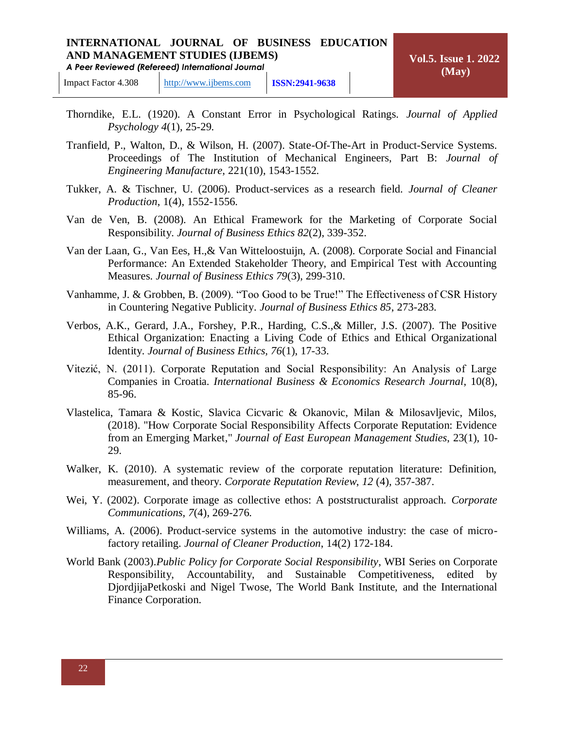Thorndike, E.L. (1920). A Constant Error in Psychological Ratings. *Journal of Applied Psychology 4*(1), 25-29.

Tranfield, P., Walton, D., & Wilson, H. (2007). State-Of-The-Art in Product-Service Systems. Proceedings of The Institution of Mechanical Engineers, Part B: *Journal of Engineering Manufacture*, 221(10), 1543-1552.

Tukker, A. & Tischner, U. (2006). Product-services as a research field. *Journal of Cleaner Production*, 1(4), 1552-1556.

Van de Ven, B. (2008). An Ethical Framework for the Marketing of Corporate Social Responsibility. *Journal of Business Ethics 82*(2), 339-352.

Van der Laan, G., Van Ees, H.,& Van Witteloostuijn, A. (2008). Corporate Social and Financial Performance: An Extended Stakeholder Theory, and Empirical Test with Accounting Measures. *Journal of Business Ethics 79*(3), 299-310.

Vanhamme, J. & Grobben, B. (2009). "Too Good to be True!" The Effectiveness of CSR History in Countering Negative Publicity. *Journal of Business Ethics 85*, 273-283.

Verbos, A.K., Gerard, J.A., Forshey, P.R., Harding, C.S.,& Miller, J.S. (2007). The Positive Ethical Organization: Enacting a Living Code of Ethics and Ethical Organizational Identity. *Journal of Business Ethics, 76*(1), 17-33.

Vitezić, N. (2011). Corporate Reputation and Social Responsibility: An Analysis of Large Companies in Croatia. *International Business & Economics Research Journal*, 10(8), 85-96.

Vlastelica, Tamara & Kostic, Slavica Cicvaric & Okanovic, Milan & Milosavljevic, Milos, (2018). "How Corporate Social Responsibility Affects Corporate Reputation: Evidence from an Emerging Market," *Journal of East European Management Studies*, 23(1), 10-29.

Walker, K. (2010). A systematic review of the corporate reputation literature: Definition, measurement, and theory. *Corporate Reputation Review*, *12* (4), 357-387.

Wei, Y. (2002). Corporate image as collective ethos: A poststructuralist approach. *Corporate Communications*, *7*(4), 269-276.

Williams, A. (2006). Product-service systems in the automotive industry: the case of micro-factory retailing. *Journal of Cleaner Production*, 14(2) 172-184.

World Bank (2003).*Public Policy for Corporate Social Responsibility*, WBI Series on Corporate Responsibility, Accountability, and Sustainable Competitiveness, edited by DjordjijaPetkoski and Nigel Twose, The World Bank Institute, and the International Finance Corporation.